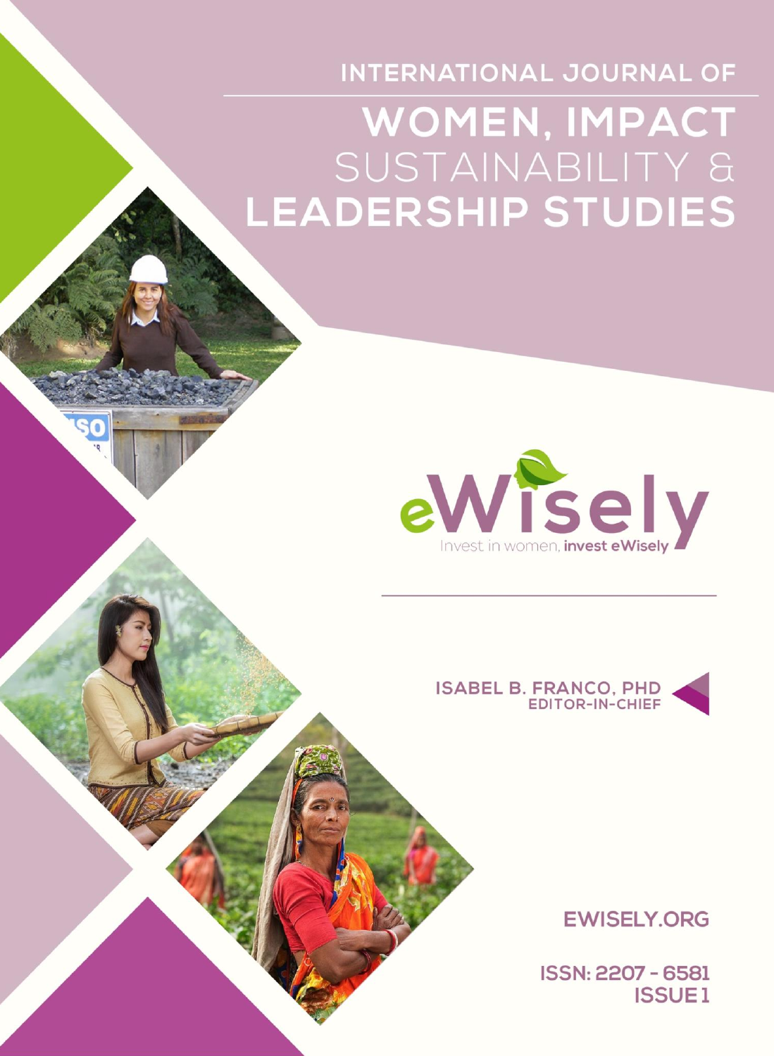INTERNATIONAL JOURNAL OF

# WOMEN, IMPACT SUSTAINABILITY & LEADERSHIP STUDIES

eWisely

Invest in women, **invest eWisely**

ISABEL B. FRANCO, PHD
EDITOR-IN-CHIEF

EWISELY.ORG

ISSN: 2207 - 6581
ISSUE 1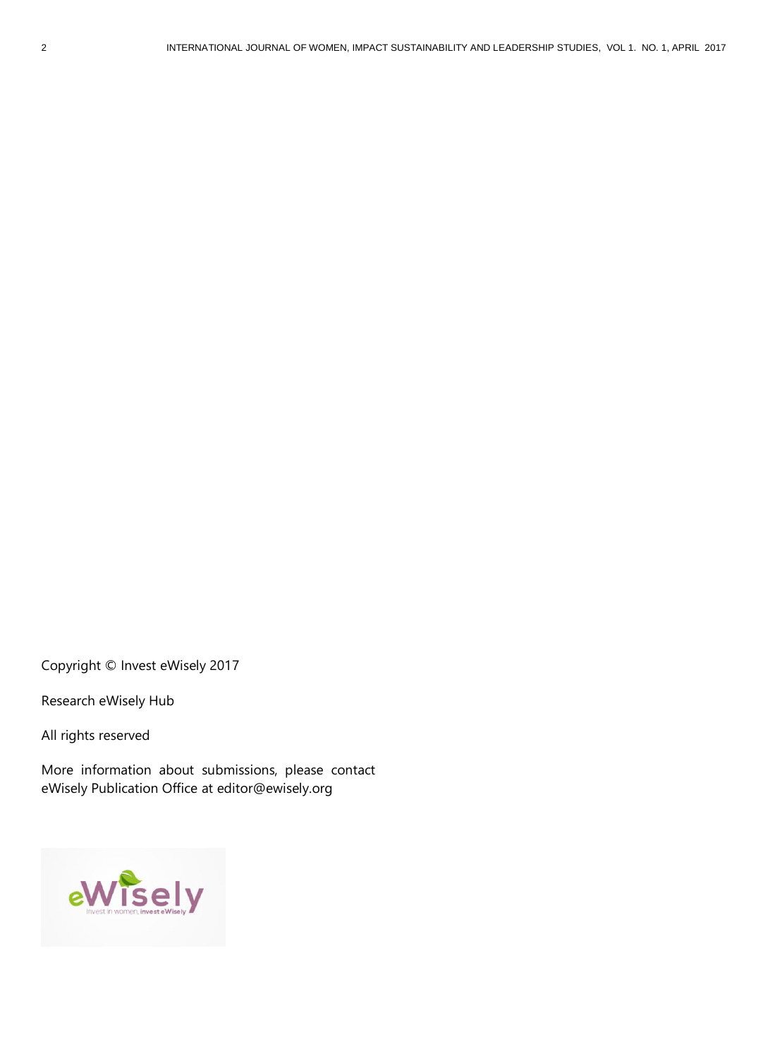Copyright © Invest eWisely 2017

Research eWisely Hub

All rights reserved

More information about submissions, please contact eWisely Publication Office at editor@ewisely.org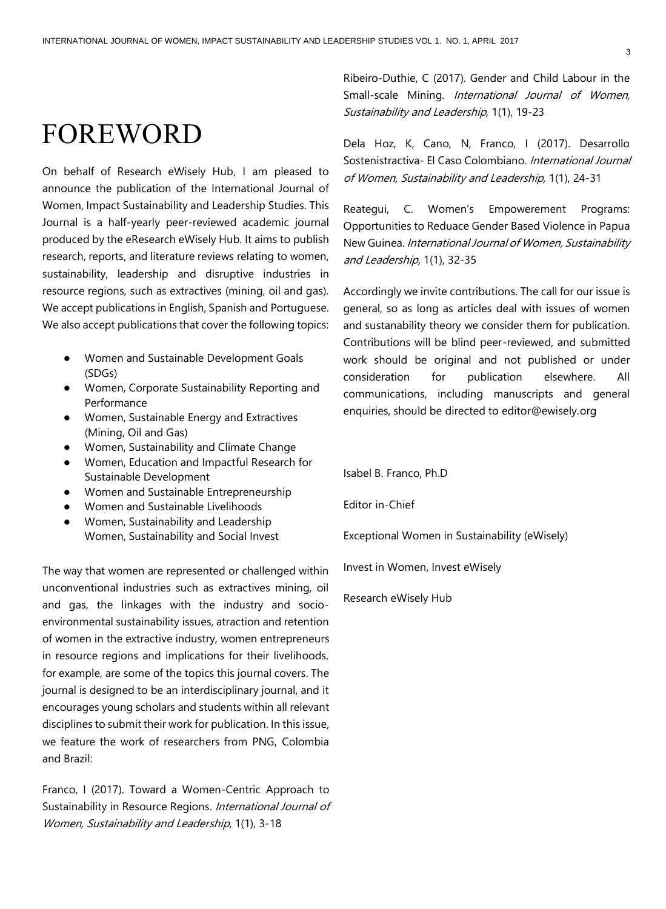# FOREWORD

On behalf of Research eWisely Hub, I am pleased to announce the publication of the International Journal of Women, Impact Sustainability and Leadership Studies. This Journal is a half-yearly peer-reviewed academic journal produced by the eResearch eWisely Hub. It aims to publish research, reports, and literature reviews relating to women, sustainability, leadership and disruptive industries in resource regions, such as extractives (mining, oil and gas). We accept publications in English, Spanish and Portuguese. We also accept publications that cover the following topics:

- Women and Sustainable Development Goals (SDGs)
- Women, Corporate Sustainability Reporting and Performance
- Women, Sustainable Energy and Extractives (Mining, Oil and Gas)
- Women, Sustainability and Climate Change
- Women, Education and Impactful Research for Sustainable Development
- Women and Sustainable Entrepreneurship
- Women and Sustainable Livelihoods
- Women, Sustainability and Leadership Women, Sustainability and Social Invest

The way that women are represented or challenged within unconventional industries such as extractives mining, oil and gas, the linkages with the industry and socio-environmental sustainability issues, atraction and retention of women in the extractive industry, women entrepreneurs in resource regions and implications for their livelihoods, for example, are some of the topics this journal covers. The journal is designed to be an interdisciplinary journal, and it encourages young scholars and students within all relevant disciplines to submit their work for publication. In this issue, we feature the work of researchers from PNG, Colombia and Brazil:

Franco, I (2017). Toward a Women-Centric Approach to Sustainability in Resource Regions. *International Journal of Women, Sustainability and Leadership*, 1(1), 3-18

Ribeiro-Duthie, C (2017). Gender and Child Labour in the Small-scale Mining. *International Journal of Women, Sustainability and Leadership,* 1(1), 19-23

Dela Hoz, K, Cano, N, Franco, I (2017). Desarrollo Sostenistractiva- El Caso Colombiano. *International Journal of Women, Sustainability and Leadership,* 1(1), 24-31

Reategui, C. Women's Empowerement Programs: Opportunities to Reduace Gender Based Violence in Papua New Guinea. *International Journal of Women, Sustainability and Leadership,* 1(1), 32-35

Accordingly we invite contributions. The call for our issue is general, so as long as articles deal with issues of women and sustanability theory we consider them for publication. Contributions will be blind peer-reviewed, and submitted work should be original and not published or under consideration for publication elsewhere. All communications, including manuscripts and general enquiries, should be directed to editor@ewisely.org

Isabel B. Franco, Ph.D

Editor in-Chief

Exceptional Women in Sustainability (eWisely)

Invest in Women, Invest eWisely

Research eWisely Hub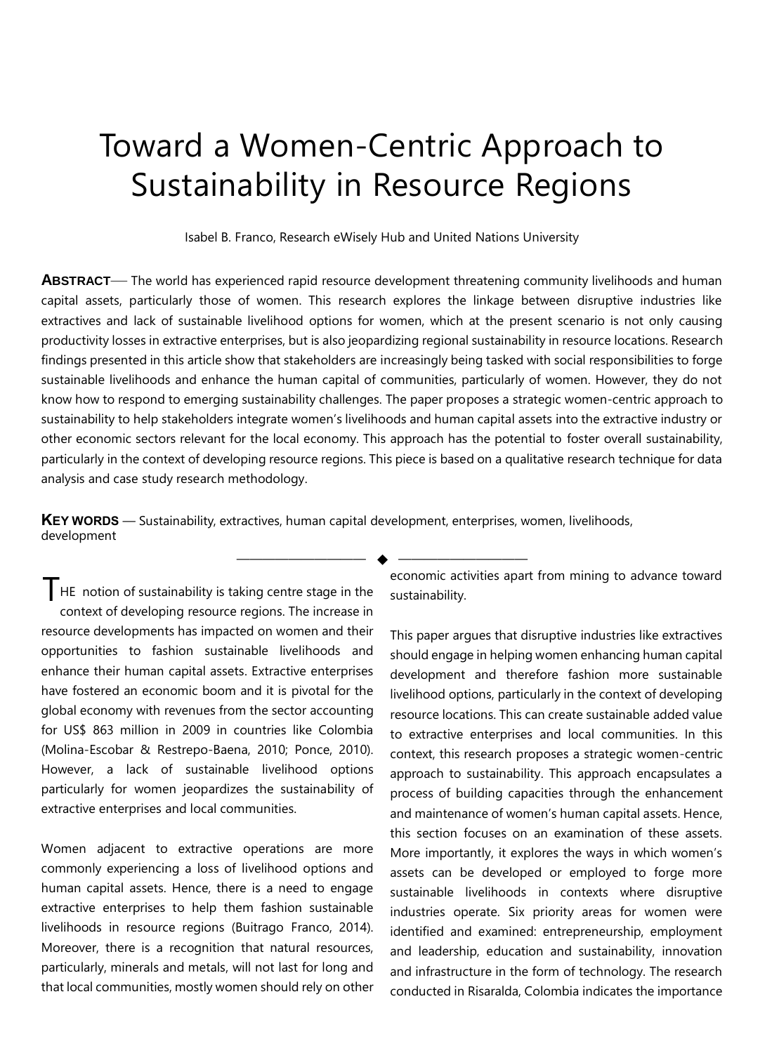# Toward a Women-Centric Approach to Sustainability in Resource Regions

Isabel B. Franco, Research eWisely Hub and United Nations University

**ABSTRACT**— The world has experienced rapid resource development threatening community livelihoods and human capital assets, particularly those of women. This research explores the linkage between disruptive industries like extractives and lack of sustainable livelihood options for women, which at the present scenario is not only causing productivity losses in extractive enterprises, but is also jeopardizing regional sustainability in resource locations. Research findings presented in this article show that stakeholders are increasingly being tasked with social responsibilities to forge sustainable livelihoods and enhance the human capital of communities, particularly of women. However, they do not know how to respond to emerging sustainability challenges. The paper proposes a strategic women-centric approach to sustainability to help stakeholders integrate women's livelihoods and human capital assets into the extractive industry or other economic sectors relevant for the local economy. This approach has the potential to foster overall sustainability, particularly in the context of developing resource regions. This piece is based on a qualitative research technique for data analysis and case study research methodology.

**KEY WORDS** — Sustainability, extractives, human capital development, enterprises, women, livelihoods, development

THE notion of sustainability is taking centre stage in the context of developing resource regions. The increase in resource developments has impacted on women and their opportunities to fashion sustainable livelihoods and enhance their human capital assets. Extractive enterprises have fostered an economic boom and it is pivotal for the global economy with revenues from the sector accounting for US$ 863 million in 2009 in countries like Colombia (Molina-Escobar & Restrepo-Baena, 2010; Ponce, 2010). However, a lack of sustainable livelihood options particularly for women jeopardizes the sustainability of extractive enterprises and local communities.

Women adjacent to extractive operations are more commonly experiencing a loss of livelihood options and human capital assets. Hence, there is a need to engage extractive enterprises to help them fashion sustainable livelihoods in resource regions (Buitrago Franco, 2014). Moreover, there is a recognition that natural resources, particularly, minerals and metals, will not last for long and that local communities, mostly women should rely on other economic activities apart from mining to advance toward sustainability.

This paper argues that disruptive industries like extractives should engage in helping women enhancing human capital development and therefore fashion more sustainable livelihood options, particularly in the context of developing resource locations. This can create sustainable added value to extractive enterprises and local communities. In this context, this research proposes a strategic women-centric approach to sustainability. This approach encapsulates a process of building capacities through the enhancement and maintenance of women's human capital assets. Hence, this section focuses on an examination of these assets. More importantly, it explores the ways in which women's assets can be developed or employed to forge more sustainable livelihoods in contexts where disruptive industries operate. Six priority areas for women were identified and examined: entrepreneurship, employment and leadership, education and sustainability, innovation and infrastructure in the form of technology. The research conducted in Risaralda, Colombia indicates the importance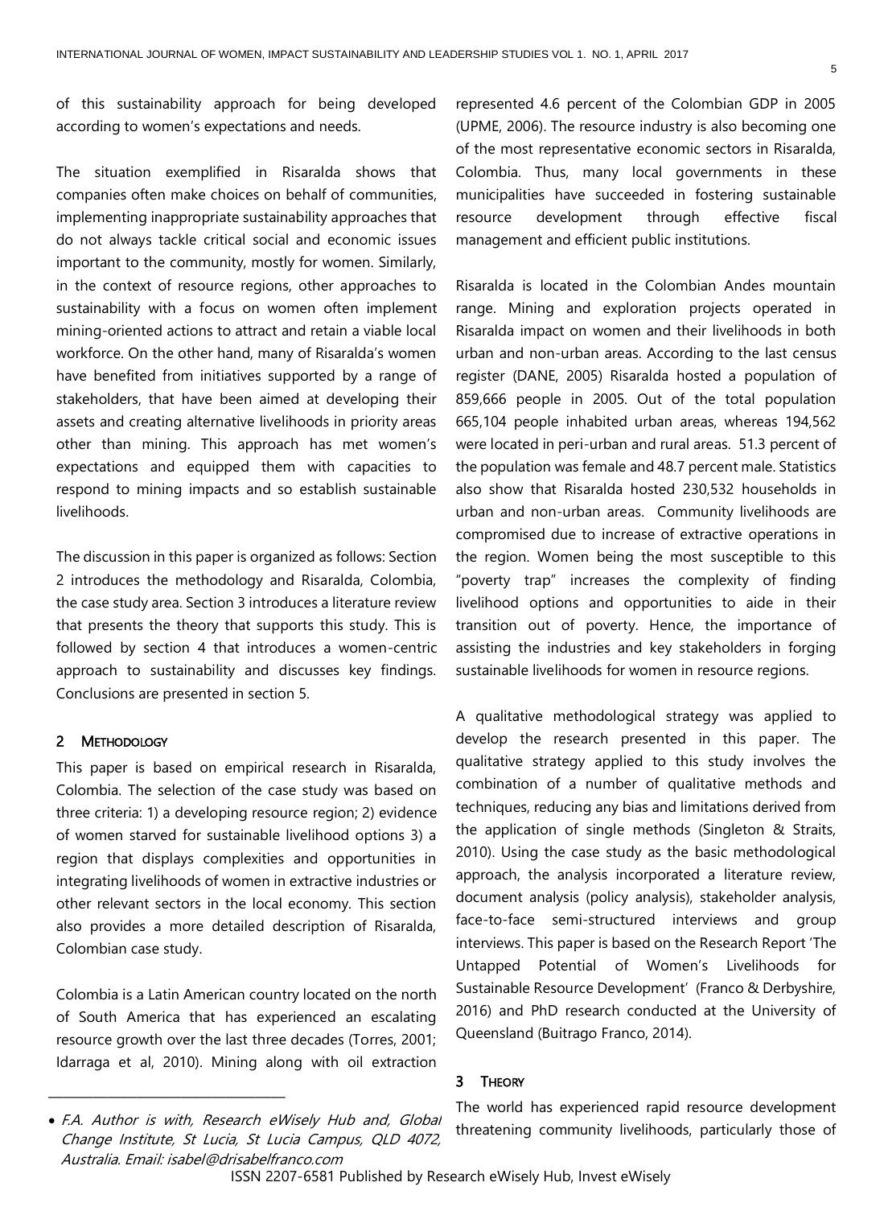of this sustainability approach for being developed according to women's expectations and needs.

The situation exemplified in Risaralda shows that companies often make choices on behalf of communities, implementing inappropriate sustainability approaches that do not always tackle critical social and economic issues important to the community, mostly for women. Similarly, in the context of resource regions, other approaches to sustainability with a focus on women often implement mining-oriented actions to attract and retain a viable local workforce. On the other hand, many of Risaralda's women have benefited from initiatives supported by a range of stakeholders, that have been aimed at developing their assets and creating alternative livelihoods in priority areas other than mining. This approach has met women's expectations and equipped them with capacities to respond to mining impacts and so establish sustainable livelihoods.

The discussion in this paper is organized as follows: Section 2 introduces the methodology and Risaralda, Colombia, the case study area. Section 3 introduces a literature review that presents the theory that supports this study. This is followed by section 4 that introduces a women-centric approach to sustainability and discusses key findings. Conclusions are presented in section 5.

## 2 Methodology

This paper is based on empirical research in Risaralda, Colombia. The selection of the case study was based on three criteria: 1) a developing resource region; 2) evidence of women starved for sustainable livelihood options 3) a region that displays complexities and opportunities in integrating livelihoods of women in extractive industries or other relevant sectors in the local economy. This section also provides a more detailed description of Risaralda, Colombian case study.

Colombia is a Latin American country located on the north of South America that has experienced an escalating resource growth over the last three decades (Torres, 2001; Idarraga et al, 2010). Mining along with oil extraction represented 4.6 percent of the Colombian GDP in 2005 (UPME, 2006). The resource industry is also becoming one of the most representative economic sectors in Risaralda, Colombia. Thus, many local governments in these municipalities have succeeded in fostering sustainable resource development through effective fiscal management and efficient public institutions.

Risaralda is located in the Colombian Andes mountain range. Mining and exploration projects operated in Risaralda impact on women and their livelihoods in both urban and non-urban areas. According to the last census register (DANE, 2005) Risaralda hosted a population of 859,666 people in 2005. Out of the total population 665,104 people inhabited urban areas, whereas 194,562 were located in peri-urban and rural areas. 51.3 percent of the population was female and 48.7 percent male. Statistics also show that Risaralda hosted 230,532 households in urban and non-urban areas. Community livelihoods are compromised due to increase of extractive operations in the region. Women being the most susceptible to this "poverty trap" increases the complexity of finding livelihood options and opportunities to aide in their transition out of poverty. Hence, the importance of assisting the industries and key stakeholders in forging sustainable livelihoods for women in resource regions.

A qualitative methodological strategy was applied to develop the research presented in this paper. The qualitative strategy applied to this study involves the combination of a number of qualitative methods and techniques, reducing any bias and limitations derived from the application of single methods (Singleton & Straits, 2010). Using the case study as the basic methodological approach, the analysis incorporated a literature review, document analysis (policy analysis), stakeholder analysis, face-to-face semi-structured interviews and group interviews. This paper is based on the Research Report 'The Untapped Potential of Women's Livelihoods for Sustainable Resource Development' (Franco & Derbyshire, 2016) and PhD research conducted at the University of Queensland (Buitrago Franco, 2014).

## 3 Theory

The world has experienced rapid resource development threatening community livelihoods, particularly those of

- *F.A. Author is with, Research eWisely Hub and, Global Change Institute, St Lucia, St Lucia Campus, QLD 4072, Australia. Email: isabel@drisabelfranco.com*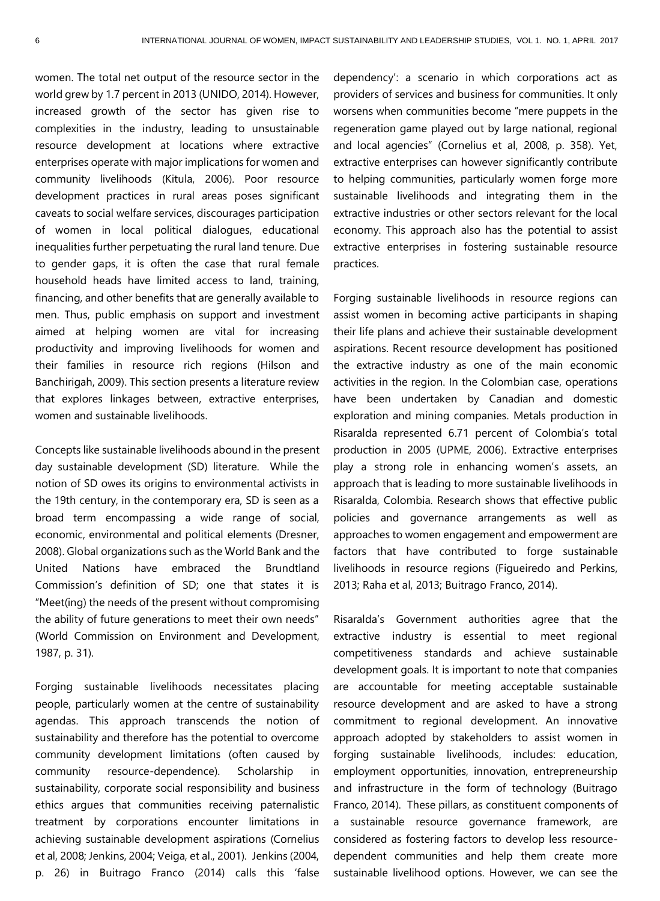women. The total net output of the resource sector in the world grew by 1.7 percent in 2013 (UNIDO, 2014). However, increased growth of the sector has given rise to complexities in the industry, leading to unsustainable resource development at locations where extractive enterprises operate with major implications for women and community livelihoods (Kitula, 2006). Poor resource development practices in rural areas poses significant caveats to social welfare services, discourages participation of women in local political dialogues, educational inequalities further perpetuating the rural land tenure. Due to gender gaps, it is often the case that rural female household heads have limited access to land, training, financing, and other benefits that are generally available to men. Thus, public emphasis on support and investment aimed at helping women are vital for increasing productivity and improving livelihoods for women and their families in resource rich regions (Hilson and Banchirigah, 2009). This section presents a literature review that explores linkages between, extractive enterprises, women and sustainable livelihoods.

Concepts like sustainable livelihoods abound in the present day sustainable development (SD) literature. While the notion of SD owes its origins to environmental activists in the 19th century, in the contemporary era, SD is seen as a broad term encompassing a wide range of social, economic, environmental and political elements (Dresner, 2008). Global organizations such as the World Bank and the United Nations have embraced the Brundtland Commission's definition of SD; one that states it is "Meet(ing) the needs of the present without compromising the ability of future generations to meet their own needs" (World Commission on Environment and Development, 1987, p. 31).

Forging sustainable livelihoods necessitates placing people, particularly women at the centre of sustainability agendas. This approach transcends the notion of sustainability and therefore has the potential to overcome community development limitations (often caused by community resource-dependence). Scholarship in sustainability, corporate social responsibility and business ethics argues that communities receiving paternalistic treatment by corporations encounter limitations in achieving sustainable development aspirations (Cornelius et al, 2008; Jenkins, 2004; Veiga, et al., 2001). Jenkins (2004, p. 26) in Buitrago Franco (2014) calls this 'false dependency': a scenario in which corporations act as providers of services and business for communities. It only worsens when communities become "mere puppets in the regeneration game played out by large national, regional and local agencies" (Cornelius et al, 2008, p. 358). Yet, extractive enterprises can however significantly contribute to helping communities, particularly women forge more sustainable livelihoods and integrating them in the extractive industries or other sectors relevant for the local economy. This approach also has the potential to assist extractive enterprises in fostering sustainable resource practices.

Forging sustainable livelihoods in resource regions can assist women in becoming active participants in shaping their life plans and achieve their sustainable development aspirations. Recent resource development has positioned the extractive industry as one of the main economic activities in the region. In the Colombian case, operations have been undertaken by Canadian and domestic exploration and mining companies. Metals production in Risaralda represented 6.71 percent of Colombia's total production in 2005 (UPME, 2006). Extractive enterprises play a strong role in enhancing women's assets, an approach that is leading to more sustainable livelihoods in Risaralda, Colombia. Research shows that effective public policies and governance arrangements as well as approaches to women engagement and empowerment are factors that have contributed to forge sustainable livelihoods in resource regions (Figueiredo and Perkins, 2013; Raha et al, 2013; Buitrago Franco, 2014).

Risaralda's Government authorities agree that the extractive industry is essential to meet regional competitiveness standards and achieve sustainable development goals. It is important to note that companies are accountable for meeting acceptable sustainable resource development and are asked to have a strong commitment to regional development. An innovative approach adopted by stakeholders to assist women in forging sustainable livelihoods, includes: education, employment opportunities, innovation, entrepreneurship and infrastructure in the form of technology (Buitrago Franco, 2014). These pillars, as constituent components of a sustainable resource governance framework, are considered as fostering factors to develop less resource-dependent communities and help them create more sustainable livelihood options. However, we can see the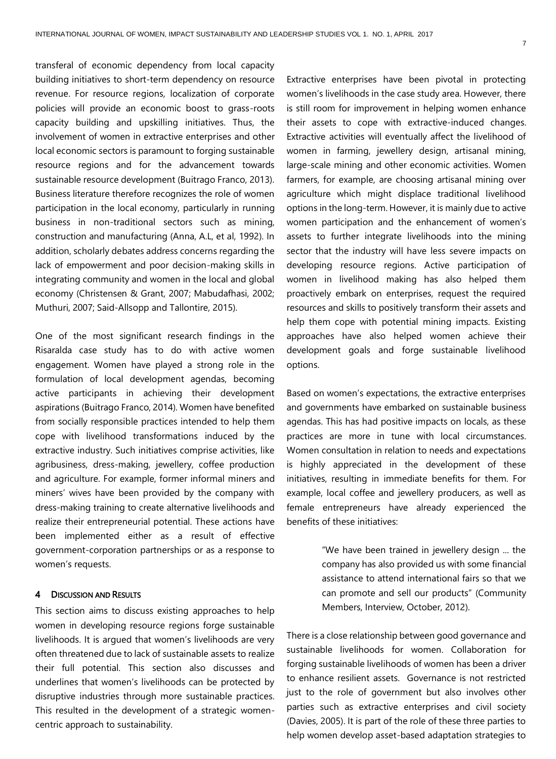transferal of economic dependency from local capacity building initiatives to short-term dependency on resource revenue. For resource regions, localization of corporate policies will provide an economic boost to grass-roots capacity building and upskilling initiatives. Thus, the involvement of women in extractive enterprises and other local economic sectors is paramount to forging sustainable resource regions and for the advancement towards sustainable resource development (Buitrago Franco, 2013). Business literature therefore recognizes the role of women participation in the local economy, particularly in running business in non-traditional sectors such as mining, construction and manufacturing (Anna, A.L, et al, 1992). In addition, scholarly debates address concerns regarding the lack of empowerment and poor decision-making skills in integrating community and women in the local and global economy (Christensen & Grant, 2007; Mabudafhasi, 2002; Muthuri, 2007; Said-Allsopp and Tallontire, 2015).

One of the most significant research findings in the Risaralda case study has to do with active women engagement. Women have played a strong role in the formulation of local development agendas, becoming active participants in achieving their development aspirations (Buitrago Franco, 2014). Women have benefited from socially responsible practices intended to help them cope with livelihood transformations induced by the extractive industry. Such initiatives comprise activities, like agribusiness, dress-making, jewellery, coffee production and agriculture. For example, former informal miners and miners' wives have been provided by the company with dress-making training to create alternative livelihoods and realize their entrepreneurial potential. These actions have been implemented either as a result of effective government-corporation partnerships or as a response to women's requests.

## 4 Discussion and Results

This section aims to discuss existing approaches to help women in developing resource regions forge sustainable livelihoods. It is argued that women's livelihoods are very often threatened due to lack of sustainable assets to realize their full potential. This section also discusses and underlines that women's livelihoods can be protected by disruptive industries through more sustainable practices. This resulted in the development of a strategic women-centric approach to sustainability.

Extractive enterprises have been pivotal in protecting women's livelihoods in the case study area. However, there is still room for improvement in helping women enhance their assets to cope with extractive-induced changes. Extractive activities will eventually affect the livelihood of women in farming, jewellery design, artisanal mining, large-scale mining and other economic activities. Women farmers, for example, are choosing artisanal mining over agriculture which might displace traditional livelihood options in the long-term. However, it is mainly due to active women participation and the enhancement of women's assets to further integrate livelihoods into the mining sector that the industry will have less severe impacts on developing resource regions. Active participation of women in livelihood making has also helped them proactively embark on enterprises, request the required resources and skills to positively transform their assets and help them cope with potential mining impacts. Existing approaches have also helped women achieve their development goals and forge sustainable livelihood options.

Based on women's expectations, the extractive enterprises and governments have embarked on sustainable business agendas. This has had positive impacts on locals, as these practices are more in tune with local circumstances. Women consultation in relation to needs and expectations is highly appreciated in the development of these initiatives, resulting in immediate benefits for them. For example, local coffee and jewellery producers, as well as female entrepreneurs have already experienced the benefits of these initiatives:

> "We have been trained in jewellery design ... the company has also provided us with some financial assistance to attend international fairs so that we can promote and sell our products" (Community Members, Interview, October, 2012).

There is a close relationship between good governance and sustainable livelihoods for women. Collaboration for forging sustainable livelihoods of women has been a driver to enhance resilient assets. Governance is not restricted just to the role of government but also involves other parties such as extractive enterprises and civil society (Davies, 2005). It is part of the role of these three parties to help women develop asset-based adaptation strategies to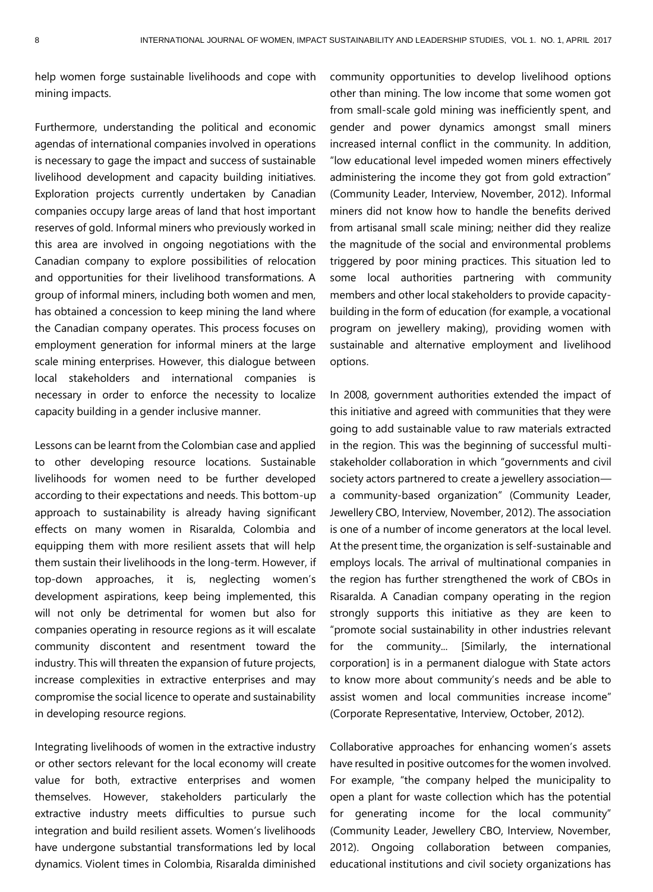help women forge sustainable livelihoods and cope with mining impacts.

Furthermore, understanding the political and economic agendas of international companies involved in operations is necessary to gage the impact and success of sustainable livelihood development and capacity building initiatives. Exploration projects currently undertaken by Canadian companies occupy large areas of land that host important reserves of gold. Informal miners who previously worked in this area are involved in ongoing negotiations with the Canadian company to explore possibilities of relocation and opportunities for their livelihood transformations. A group of informal miners, including both women and men, has obtained a concession to keep mining the land where the Canadian company operates. This process focuses on employment generation for informal miners at the large scale mining enterprises. However, this dialogue between local stakeholders and international companies is necessary in order to enforce the necessity to localize capacity building in a gender inclusive manner.

Lessons can be learnt from the Colombian case and applied to other developing resource locations. Sustainable livelihoods for women need to be further developed according to their expectations and needs. This bottom-up approach to sustainability is already having significant effects on many women in Risaralda, Colombia and equipping them with more resilient assets that will help them sustain their livelihoods in the long-term. However, if top-down approaches, it is, neglecting women's development aspirations, keep being implemented, this will not only be detrimental for women but also for companies operating in resource regions as it will escalate community discontent and resentment toward the industry. This will threaten the expansion of future projects, increase complexities in extractive enterprises and may compromise the social licence to operate and sustainability in developing resource regions.

Integrating livelihoods of women in the extractive industry or other sectors relevant for the local economy will create value for both, extractive enterprises and women themselves. However, stakeholders particularly the extractive industry meets difficulties to pursue such integration and build resilient assets. Women's livelihoods have undergone substantial transformations led by local dynamics. Violent times in Colombia, Risaralda diminished community opportunities to develop livelihood options other than mining. The low income that some women got from small-scale gold mining was inefficiently spent, and gender and power dynamics amongst small miners increased internal conflict in the community. In addition, "low educational level impeded women miners effectively administering the income they got from gold extraction" (Community Leader, Interview, November, 2012). Informal miners did not know how to handle the benefits derived from artisanal small scale mining; neither did they realize the magnitude of the social and environmental problems triggered by poor mining practices. This situation led to some local authorities partnering with community members and other local stakeholders to provide capacity-building in the form of education (for example, a vocational program on jewellery making), providing women with sustainable and alternative employment and livelihood options.

In 2008, government authorities extended the impact of this initiative and agreed with communities that they were going to add sustainable value to raw materials extracted in the region. This was the beginning of successful multi-stakeholder collaboration in which "governments and civil society actors partnered to create a jewellery association—a community-based organization" (Community Leader, Jewellery CBO, Interview, November, 2012). The association is one of a number of income generators at the local level. At the present time, the organization is self-sustainable and employs locals. The arrival of multinational companies in the region has further strengthened the work of CBOs in Risaralda. A Canadian company operating in the region strongly supports this initiative as they are keen to "promote social sustainability in other industries relevant for the community... [Similarly, the international corporation] is in a permanent dialogue with State actors to know more about community's needs and be able to assist women and local communities increase income" (Corporate Representative, Interview, October, 2012).

Collaborative approaches for enhancing women's assets have resulted in positive outcomes for the women involved. For example, "the company helped the municipality to open a plant for waste collection which has the potential for generating income for the local community" (Community Leader, Jewellery CBO, Interview, November, 2012). Ongoing collaboration between companies, educational institutions and civil society organizations has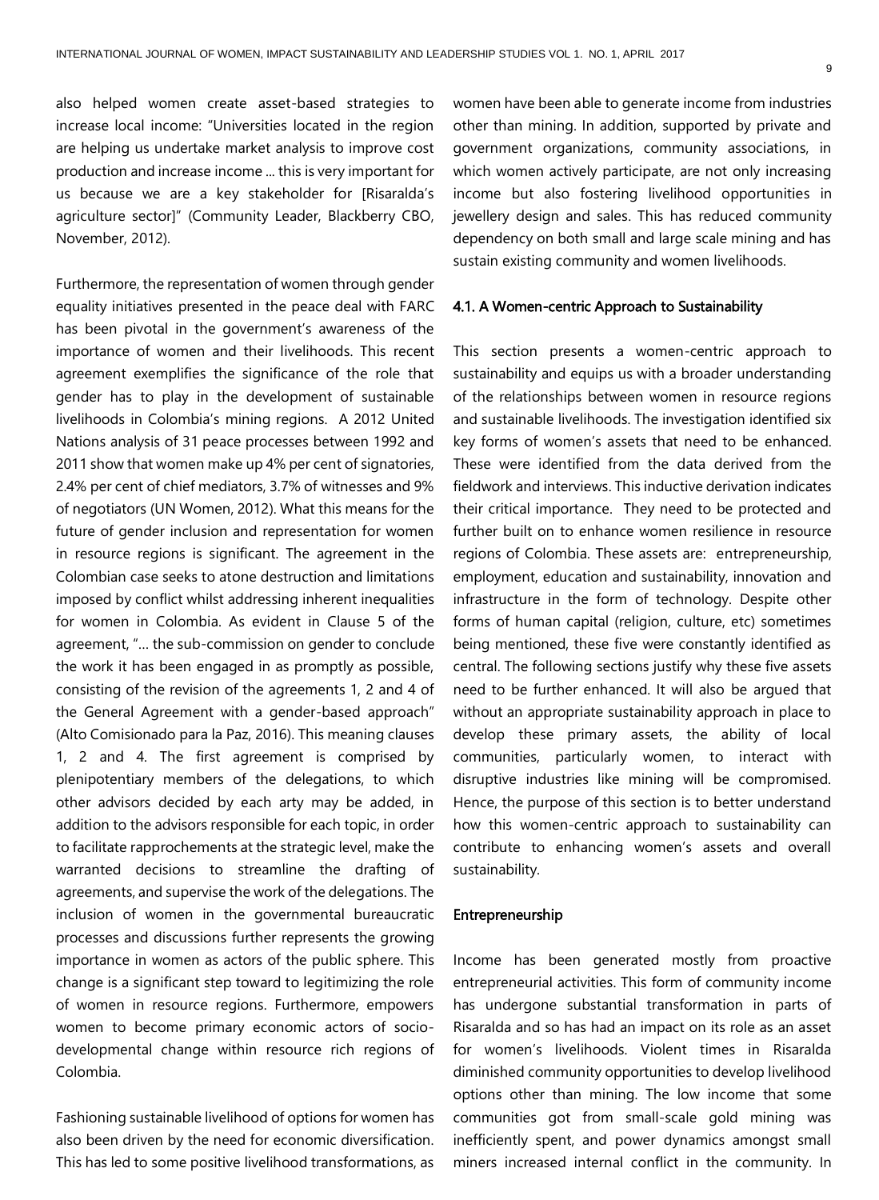also helped women create asset-based strategies to increase local income: "Universities located in the region are helping us undertake market analysis to improve cost production and increase income ... this is very important for us because we are a key stakeholder for [Risaralda's agriculture sector]" (Community Leader, Blackberry CBO, November, 2012).

Furthermore, the representation of women through gender equality initiatives presented in the peace deal with FARC has been pivotal in the government's awareness of the importance of women and their livelihoods. This recent agreement exemplifies the significance of the role that gender has to play in the development of sustainable livelihoods in Colombia's mining regions. A 2012 United Nations analysis of 31 peace processes between 1992 and 2011 show that women make up 4% per cent of signatories, 2.4% per cent of chief mediators, 3.7% of witnesses and 9% of negotiators (UN Women, 2012). What this means for the future of gender inclusion and representation for women in resource regions is significant. The agreement in the Colombian case seeks to atone destruction and limitations imposed by conflict whilst addressing inherent inequalities for women in Colombia. As evident in Clause 5 of the agreement, "… the sub-commission on gender to conclude the work it has been engaged in as promptly as possible, consisting of the revision of the agreements 1, 2 and 4 of the General Agreement with a gender-based approach" (Alto Comisionado para la Paz, 2016). This meaning clauses 1, 2 and 4. The first agreement is comprised by plenipotentiary members of the delegations, to which other advisors decided by each arty may be added, in addition to the advisors responsible for each topic, in order to facilitate rapprochements at the strategic level, make the warranted decisions to streamline the drafting of agreements, and supervise the work of the delegations. The inclusion of women in the governmental bureaucratic processes and discussions further represents the growing importance in women as actors of the public sphere. This change is a significant step toward to legitimizing the role of women in resource regions. Furthermore, empowers women to become primary economic actors of socio-developmental change within resource rich regions of Colombia.

Fashioning sustainable livelihood of options for women has also been driven by the need for economic diversification. This has led to some positive livelihood transformations, as women have been able to generate income from industries other than mining. In addition, supported by private and government organizations, community associations, in which women actively participate, are not only increasing income but also fostering livelihood opportunities in jewellery design and sales. This has reduced community dependency on both small and large scale mining and has sustain existing community and women livelihoods.

### 4.1. A Women-centric Approach to Sustainability

This section presents a women-centric approach to sustainability and equips us with a broader understanding of the relationships between women in resource regions and sustainable livelihoods. The investigation identified six key forms of women's assets that need to be enhanced. These were identified from the data derived from the fieldwork and interviews. This inductive derivation indicates their critical importance. They need to be protected and further built on to enhance women resilience in resource regions of Colombia. These assets are: entrepreneurship, employment, education and sustainability, innovation and infrastructure in the form of technology. Despite other forms of human capital (religion, culture, etc) sometimes being mentioned, these five were constantly identified as central. The following sections justify why these five assets need to be further enhanced. It will also be argued that without an appropriate sustainability approach in place to develop these primary assets, the ability of local communities, particularly women, to interact with disruptive industries like mining will be compromised. Hence, the purpose of this section is to better understand how this women-centric approach to sustainability can contribute to enhancing women's assets and overall sustainability.

#### Entrepreneurship

Income has been generated mostly from proactive entrepreneurial activities. This form of community income has undergone substantial transformation in parts of Risaralda and so has had an impact on its role as an asset for women's livelihoods. Violent times in Risaralda diminished community opportunities to develop livelihood options other than mining. The low income that some communities got from small-scale gold mining was inefficiently spent, and power dynamics amongst small miners increased internal conflict in the community. In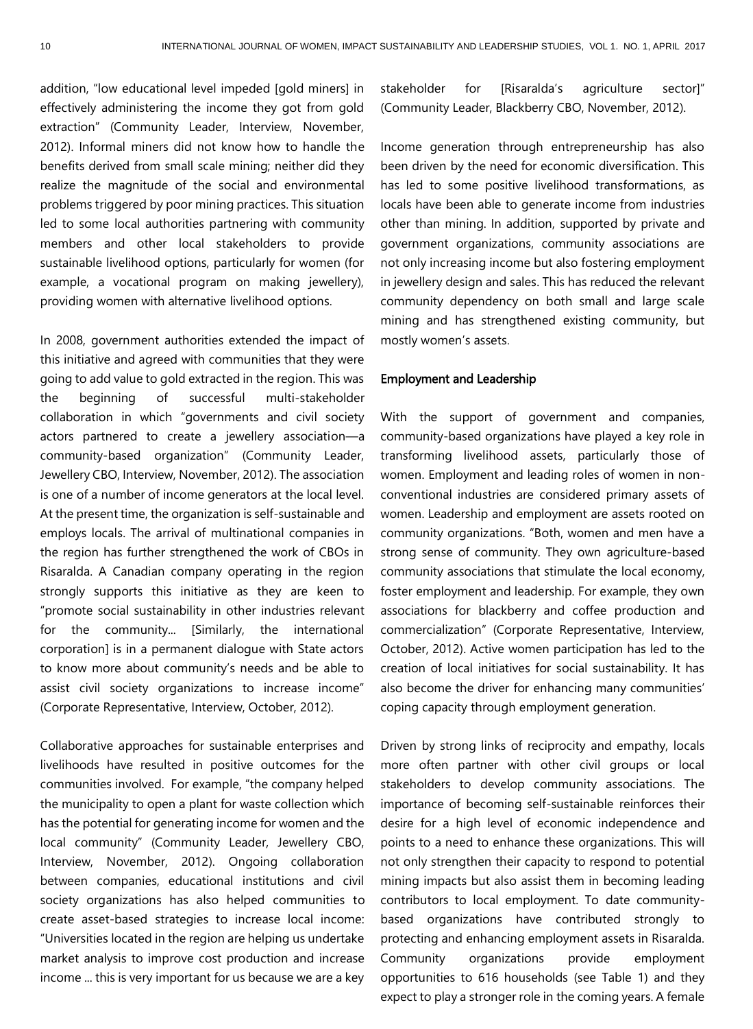addition, "low educational level impeded [gold miners] in effectively administering the income they got from gold extraction" (Community Leader, Interview, November, 2012). Informal miners did not know how to handle the benefits derived from small scale mining; neither did they realize the magnitude of the social and environmental problems triggered by poor mining practices. This situation led to some local authorities partnering with community members and other local stakeholders to provide sustainable livelihood options, particularly for women (for example, a vocational program on making jewellery), providing women with alternative livelihood options.

In 2008, government authorities extended the impact of this initiative and agreed with communities that they were going to add value to gold extracted in the region. This was the beginning of successful multi-stakeholder collaboration in which "governments and civil society actors partnered to create a jewellery association—a community-based organization" (Community Leader, Jewellery CBO, Interview, November, 2012). The association is one of a number of income generators at the local level. At the present time, the organization is self-sustainable and employs locals. The arrival of multinational companies in the region has further strengthened the work of CBOs in Risaralda. A Canadian company operating in the region strongly supports this initiative as they are keen to "promote social sustainability in other industries relevant for the community... [Similarly, the international corporation] is in a permanent dialogue with State actors to know more about community's needs and be able to assist civil society organizations to increase income" (Corporate Representative, Interview, October, 2012).

Collaborative approaches for sustainable enterprises and livelihoods have resulted in positive outcomes for the communities involved. For example, "the company helped the municipality to open a plant for waste collection which has the potential for generating income for women and the local community" (Community Leader, Jewellery CBO, Interview, November, 2012). Ongoing collaboration between companies, educational institutions and civil society organizations has also helped communities to create asset-based strategies to increase local income: "Universities located in the region are helping us undertake market analysis to improve cost production and increase income ... this is very important for us because we are a key stakeholder for [Risaralda's agriculture sector]" (Community Leader, Blackberry CBO, November, 2012).

Income generation through entrepreneurship has also been driven by the need for economic diversification. This has led to some positive livelihood transformations, as locals have been able to generate income from industries other than mining. In addition, supported by private and government organizations, community associations are not only increasing income but also fostering employment in jewellery design and sales. This has reduced the relevant community dependency on both small and large scale mining and has strengthened existing community, but mostly women's assets.

### Employment and Leadership

With the support of government and companies, community-based organizations have played a key role in transforming livelihood assets, particularly those of women. Employment and leading roles of women in non-conventional industries are considered primary assets of women. Leadership and employment are assets rooted on community organizations. "Both, women and men have a strong sense of community. They own agriculture-based community associations that stimulate the local economy, foster employment and leadership. For example, they own associations for blackberry and coffee production and commercialization" (Corporate Representative, Interview, October, 2012). Active women participation has led to the creation of local initiatives for social sustainability. It has also become the driver for enhancing many communities' coping capacity through employment generation.

Driven by strong links of reciprocity and empathy, locals more often partner with other civil groups or local stakeholders to develop community associations. The importance of becoming self-sustainable reinforces their desire for a high level of economic independence and points to a need to enhance these organizations. This will not only strengthen their capacity to respond to potential mining impacts but also assist them in becoming leading contributors to local employment. To date community-based organizations have contributed strongly to protecting and enhancing employment assets in Risaralda. Community organizations provide employment opportunities to 616 households (see Table 1) and they expect to play a stronger role in the coming years. A female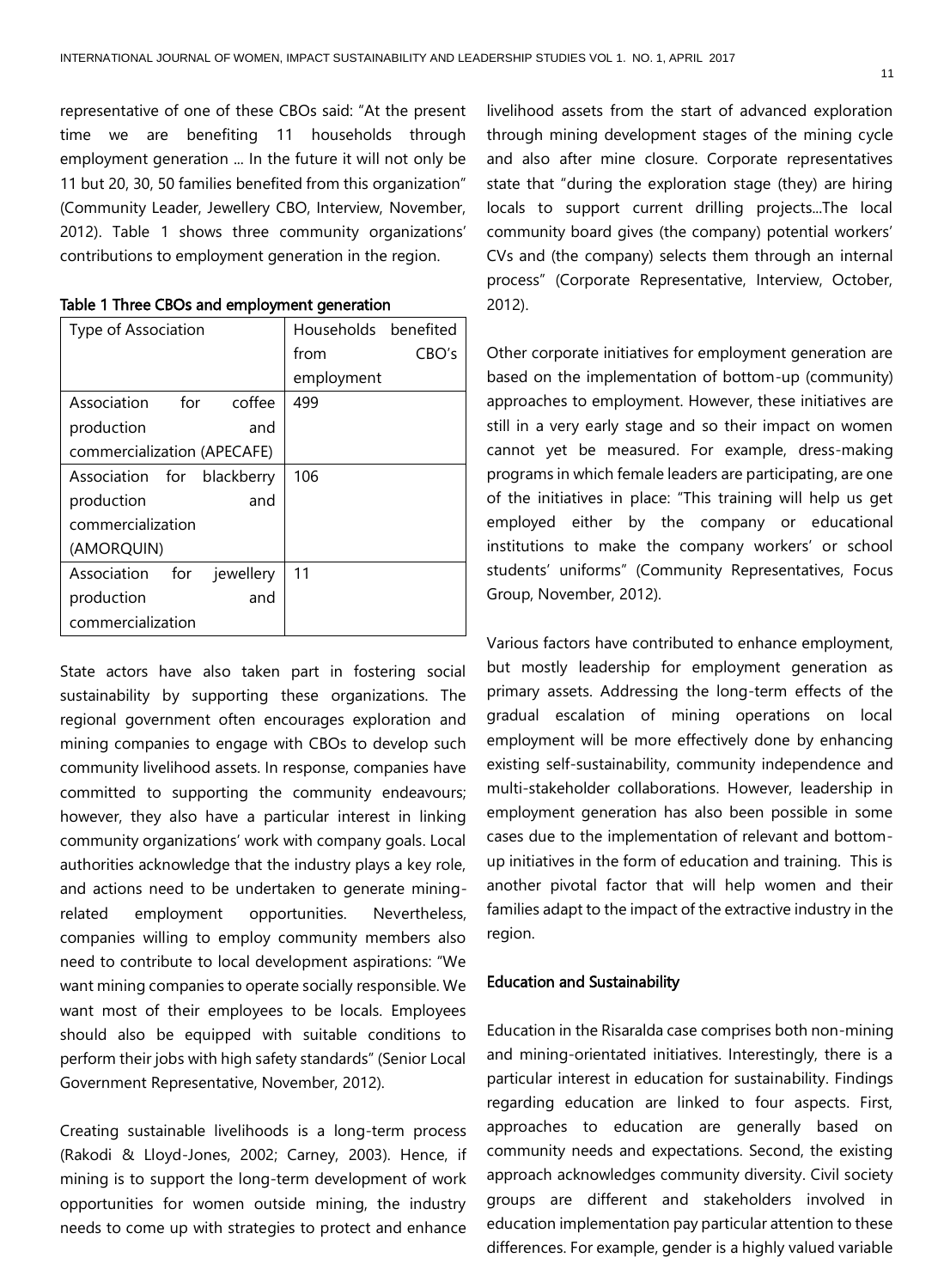representative of one of these CBOs said: "At the present time we are benefiting 11 households through employment generation ... In the future it will not only be 11 but 20, 30, 50 families benefited from this organization" (Community Leader, Jewellery CBO, Interview, November, 2012). Table 1 shows three community organizations' contributions to employment generation in the region.

**Table 1 Three CBOs and employment generation**

| Type of Association | Households benefited from CBO's employment |
|---|---|
| Association for coffee production and commercialization (APECAFE) | 499 |
| Association for blackberry production and commercialization (AMORQUIN) | 106 |
| Association for jewellery production and commercialization | 11 |

State actors have also taken part in fostering social sustainability by supporting these organizations. The regional government often encourages exploration and mining companies to engage with CBOs to develop such community livelihood assets. In response, companies have committed to supporting the community endeavours; however, they also have a particular interest in linking community organizations' work with company goals. Local authorities acknowledge that the industry plays a key role, and actions need to be undertaken to generate mining-related employment opportunities. Nevertheless, companies willing to employ community members also need to contribute to local development aspirations: "We want mining companies to operate socially responsible. We want most of their employees to be locals. Employees should also be equipped with suitable conditions to perform their jobs with high safety standards" (Senior Local Government Representative, November, 2012).

Creating sustainable livelihoods is a long-term process (Rakodi & Lloyd-Jones, 2002; Carney, 2003). Hence, if mining is to support the long-term development of work opportunities for women outside mining, the industry needs to come up with strategies to protect and enhance livelihood assets from the start of advanced exploration through mining development stages of the mining cycle and also after mine closure. Corporate representatives state that "during the exploration stage (they) are hiring locals to support current drilling projects...The local community board gives (the company) potential workers' CVs and (the company) selects them through an internal process" (Corporate Representative, Interview, October, 2012).

Other corporate initiatives for employment generation are based on the implementation of bottom-up (community) approaches to employment. However, these initiatives are still in a very early stage and so their impact on women cannot yet be measured. For example, dress-making programs in which female leaders are participating, are one of the initiatives in place: "This training will help us get employed either by the company or educational institutions to make the company workers' or school students' uniforms" (Community Representatives, Focus Group, November, 2012).

Various factors have contributed to enhance employment, but mostly leadership for employment generation as primary assets. Addressing the long-term effects of the gradual escalation of mining operations on local employment will be more effectively done by enhancing existing self-sustainability, community independence and multi-stakeholder collaborations. However, leadership in employment generation has also been possible in some cases due to the implementation of relevant and bottom-up initiatives in the form of education and training. This is another pivotal factor that will help women and their families adapt to the impact of the extractive industry in the region.

### Education and Sustainability

Education in the Risaralda case comprises both non-mining and mining-orientated initiatives. Interestingly, there is a particular interest in education for sustainability. Findings regarding education are linked to four aspects. First, approaches to education are generally based on community needs and expectations. Second, the existing approach acknowledges community diversity. Civil society groups are different and stakeholders involved in education implementation pay particular attention to these differences. For example, gender is a highly valued variable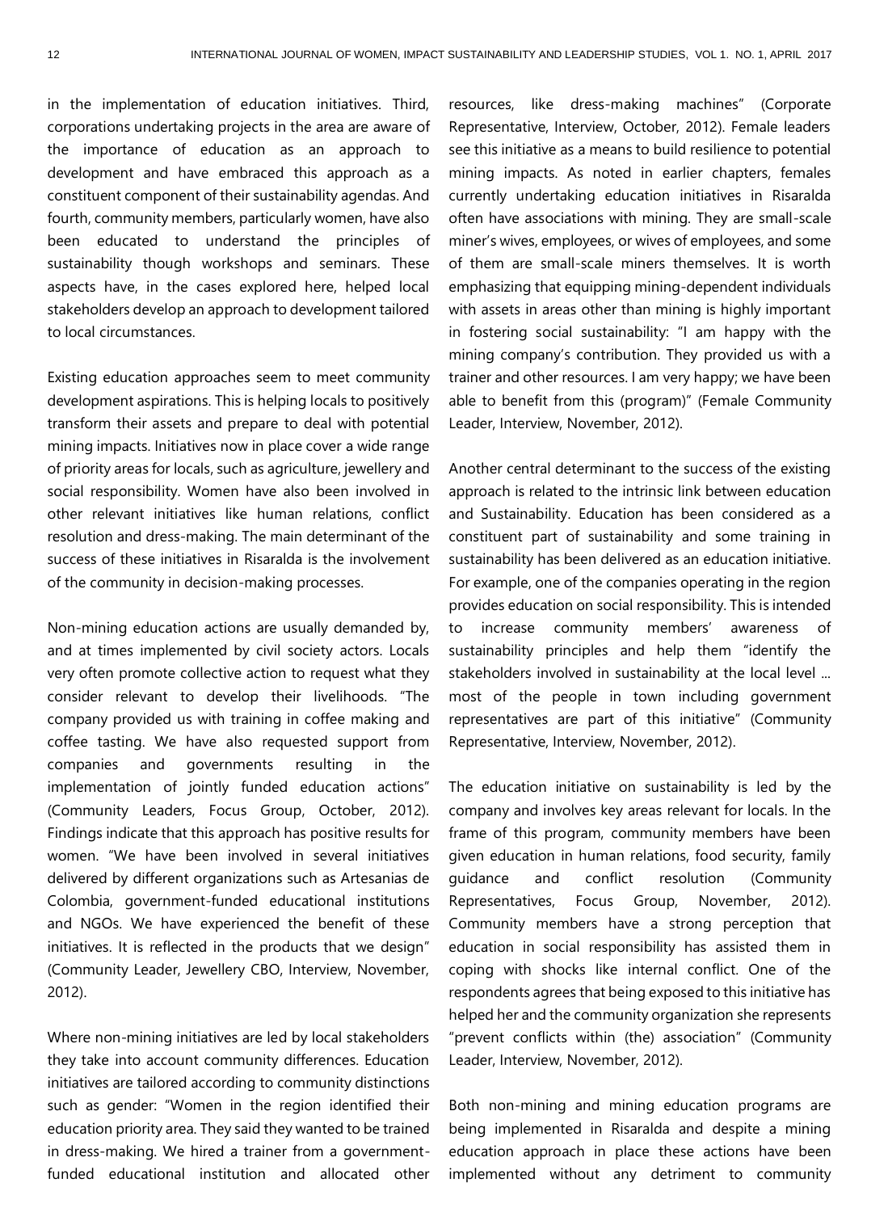in the implementation of education initiatives. Third, corporations undertaking projects in the area are aware of the importance of education as an approach to development and have embraced this approach as a constituent component of their sustainability agendas. And fourth, community members, particularly women, have also been educated to understand the principles of sustainability though workshops and seminars. These aspects have, in the cases explored here, helped local stakeholders develop an approach to development tailored to local circumstances.

Existing education approaches seem to meet community development aspirations. This is helping locals to positively transform their assets and prepare to deal with potential mining impacts. Initiatives now in place cover a wide range of priority areas for locals, such as agriculture, jewellery and social responsibility. Women have also been involved in other relevant initiatives like human relations, conflict resolution and dress-making. The main determinant of the success of these initiatives in Risaralda is the involvement of the community in decision-making processes.

Non-mining education actions are usually demanded by, and at times implemented by civil society actors. Locals very often promote collective action to request what they consider relevant to develop their livelihoods. "The company provided us with training in coffee making and coffee tasting. We have also requested support from companies and governments resulting in the implementation of jointly funded education actions" (Community Leaders, Focus Group, October, 2012). Findings indicate that this approach has positive results for women. "We have been involved in several initiatives delivered by different organizations such as Artesanias de Colombia, government-funded educational institutions and NGOs. We have experienced the benefit of these initiatives. It is reflected in the products that we design" (Community Leader, Jewellery CBO, Interview, November, 2012).

Where non-mining initiatives are led by local stakeholders they take into account community differences. Education initiatives are tailored according to community distinctions such as gender: "Women in the region identified their education priority area. They said they wanted to be trained in dress-making. We hired a trainer from a government-funded educational institution and allocated other resources, like dress-making machines" (Corporate Representative, Interview, October, 2012). Female leaders see this initiative as a means to build resilience to potential mining impacts. As noted in earlier chapters, females currently undertaking education initiatives in Risaralda often have associations with mining. They are small-scale miner's wives, employees, or wives of employees, and some of them are small-scale miners themselves. It is worth emphasizing that equipping mining-dependent individuals with assets in areas other than mining is highly important in fostering social sustainability: "I am happy with the mining company's contribution. They provided us with a trainer and other resources. I am very happy; we have been able to benefit from this (program)" (Female Community Leader, Interview, November, 2012).

Another central determinant to the success of the existing approach is related to the intrinsic link between education and Sustainability. Education has been considered as a constituent part of sustainability and some training in sustainability has been delivered as an education initiative. For example, one of the companies operating in the region provides education on social responsibility. This is intended to increase community members' awareness of sustainability principles and help them "identify the stakeholders involved in sustainability at the local level ... most of the people in town including government representatives are part of this initiative" (Community Representative, Interview, November, 2012).

The education initiative on sustainability is led by the company and involves key areas relevant for locals. In the frame of this program, community members have been given education in human relations, food security, family guidance and conflict resolution (Community Representatives, Focus Group, November, 2012). Community members have a strong perception that education in social responsibility has assisted them in coping with shocks like internal conflict. One of the respondents agrees that being exposed to this initiative has helped her and the community organization she represents "prevent conflicts within (the) association" (Community Leader, Interview, November, 2012).

Both non-mining and mining education programs are being implemented in Risaralda and despite a mining education approach in place these actions have been implemented without any detriment to community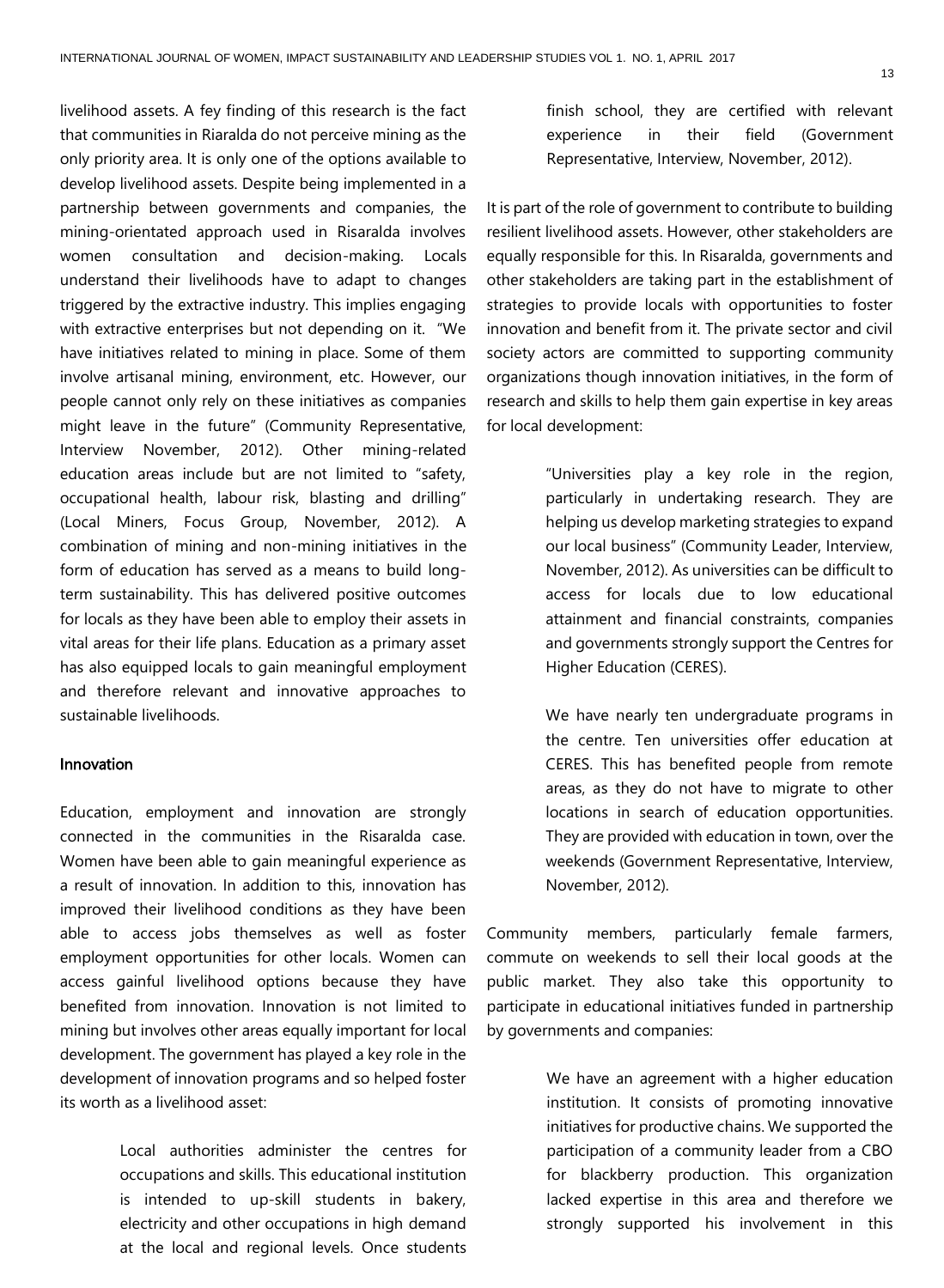livelihood assets. A fey finding of this research is the fact that communities in Riaralda do not perceive mining as the only priority area. It is only one of the options available to develop livelihood assets. Despite being implemented in a partnership between governments and companies, the mining-orientated approach used in Risaralda involves women consultation and decision-making. Locals understand their livelihoods have to adapt to changes triggered by the extractive industry. This implies engaging with extractive enterprises but not depending on it. "We have initiatives related to mining in place. Some of them involve artisanal mining, environment, etc. However, our people cannot only rely on these initiatives as companies might leave in the future" (Community Representative, Interview November, 2012). Other mining-related education areas include but are not limited to "safety, occupational health, labour risk, blasting and drilling" (Local Miners, Focus Group, November, 2012). A combination of mining and non-mining initiatives in the form of education has served as a means to build long-term sustainability. This has delivered positive outcomes for locals as they have been able to employ their assets in vital areas for their life plans. Education as a primary asset has also equipped locals to gain meaningful employment and therefore relevant and innovative approaches to sustainable livelihoods.

### Innovation

Education, employment and innovation are strongly connected in the communities in the Risaralda case. Women have been able to gain meaningful experience as a result of innovation. In addition to this, innovation has improved their livelihood conditions as they have been able to access jobs themselves as well as foster employment opportunities for other locals. Women can access gainful livelihood options because they have benefited from innovation. Innovation is not limited to mining but involves other areas equally important for local development. The government has played a key role in the development of innovation programs and so helped foster its worth as a livelihood asset:

> Local authorities administer the centres for occupations and skills. This educational institution is intended to up-skill students in bakery, electricity and other occupations in high demand at the local and regional levels. Once students finish school, they are certified with relevant experience in their field (Government Representative, Interview, November, 2012).

It is part of the role of government to contribute to building resilient livelihood assets. However, other stakeholders are equally responsible for this. In Risaralda, governments and other stakeholders are taking part in the establishment of strategies to provide locals with opportunities to foster innovation and benefit from it. The private sector and civil society actors are committed to supporting community organizations though innovation initiatives, in the form of research and skills to help them gain expertise in key areas for local development:

> "Universities play a key role in the region, particularly in undertaking research. They are helping us develop marketing strategies to expand our local business" (Community Leader, Interview, November, 2012). As universities can be difficult to access for locals due to low educational attainment and financial constraints, companies and governments strongly support the Centres for Higher Education (CERES).
>
> We have nearly ten undergraduate programs in the centre. Ten universities offer education at CERES. This has benefited people from remote areas, as they do not have to migrate to other locations in search of education opportunities. They are provided with education in town, over the weekends (Government Representative, Interview, November, 2012).

Community members, particularly female farmers, commute on weekends to sell their local goods at the public market. They also take this opportunity to participate in educational initiatives funded in partnership by governments and companies:

> We have an agreement with a higher education institution. It consists of promoting innovative initiatives for productive chains. We supported the participation of a community leader from a CBO for blackberry production. This organization lacked expertise in this area and therefore we strongly supported his involvement in this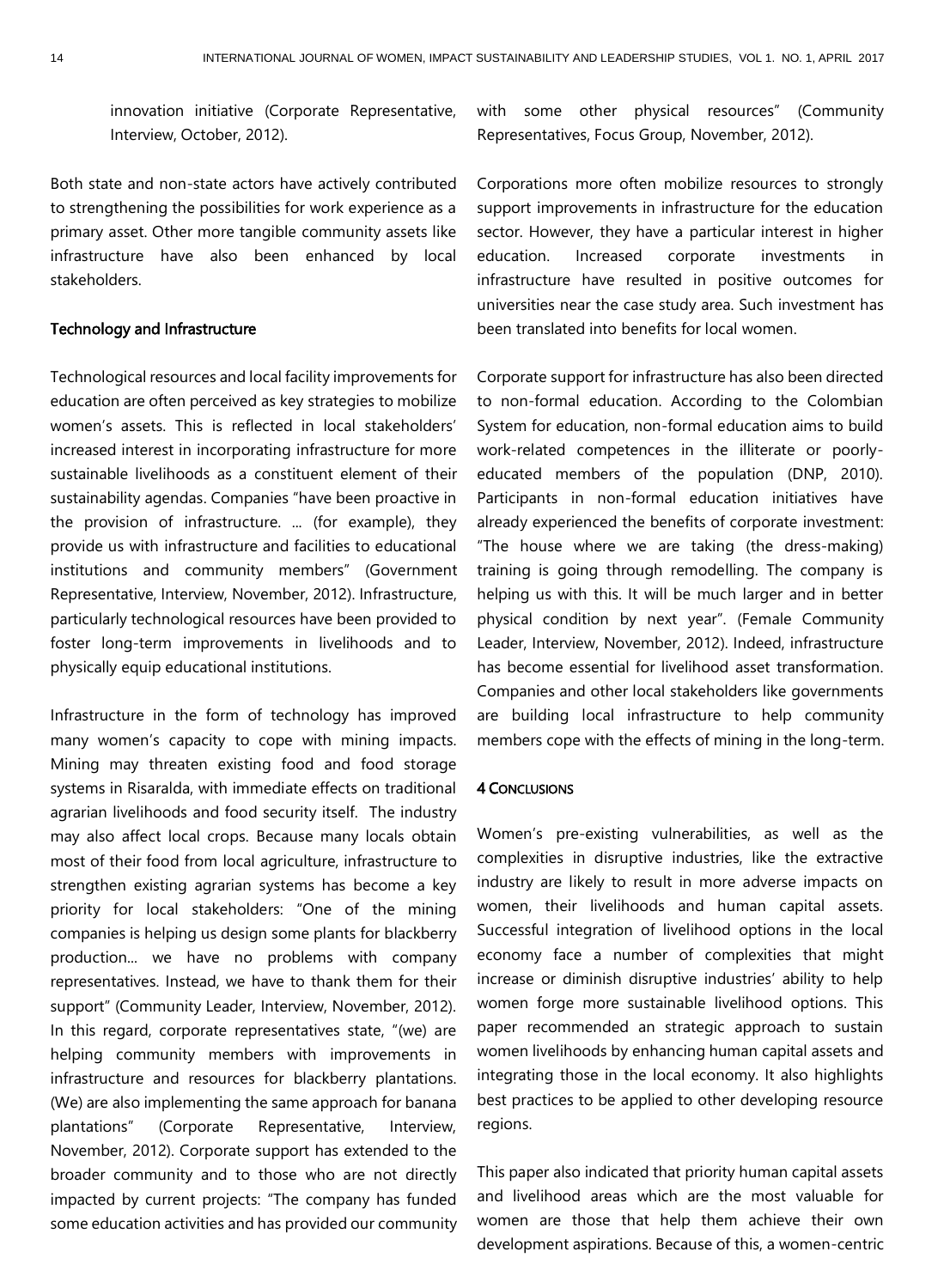innovation initiative (Corporate Representative, Interview, October, 2012).

Both state and non-state actors have actively contributed to strengthening the possibilities for work experience as a primary asset. Other more tangible community assets like infrastructure have also been enhanced by local stakeholders.

### Technology and Infrastructure

Technological resources and local facility improvements for education are often perceived as key strategies to mobilize women's assets. This is reflected in local stakeholders' increased interest in incorporating infrastructure for more sustainable livelihoods as a constituent element of their sustainability agendas. Companies "have been proactive in the provision of infrastructure. ... (for example), they provide us with infrastructure and facilities to educational institutions and community members" (Government Representative, Interview, November, 2012). Infrastructure, particularly technological resources have been provided to foster long-term improvements in livelihoods and to physically equip educational institutions.

Infrastructure in the form of technology has improved many women's capacity to cope with mining impacts. Mining may threaten existing food and food storage systems in Risaralda, with immediate effects on traditional agrarian livelihoods and food security itself. The industry may also affect local crops. Because many locals obtain most of their food from local agriculture, infrastructure to strengthen existing agrarian systems has become a key priority for local stakeholders: "One of the mining companies is helping us design some plants for blackberry production... we have no problems with company representatives. Instead, we have to thank them for their support" (Community Leader, Interview, November, 2012). In this regard, corporate representatives state, "(we) are helping community members with improvements in infrastructure and resources for blackberry plantations. (We) are also implementing the same approach for banana plantations" (Corporate Representative, Interview, November, 2012). Corporate support has extended to the broader community and to those who are not directly impacted by current projects: "The company has funded some education activities and has provided our community with some other physical resources" (Community Representatives, Focus Group, November, 2012).

Corporations more often mobilize resources to strongly support improvements in infrastructure for the education sector. However, they have a particular interest in higher education. Increased corporate investments in infrastructure have resulted in positive outcomes for universities near the case study area. Such investment has been translated into benefits for local women.

Corporate support for infrastructure has also been directed to non-formal education. According to the Colombian System for education, non-formal education aims to build work-related competences in the illiterate or poorly-educated members of the population (DNP, 2010). Participants in non-formal education initiatives have already experienced the benefits of corporate investment: "The house where we are taking (the dress-making) training is going through remodelling. The company is helping us with this. It will be much larger and in better physical condition by next year". (Female Community Leader, Interview, November, 2012). Indeed, infrastructure has become essential for livelihood asset transformation. Companies and other local stakeholders like governments are building local infrastructure to help community members cope with the effects of mining in the long-term.

## 4 Conclusions

Women's pre-existing vulnerabilities, as well as the complexities in disruptive industries, like the extractive industry are likely to result in more adverse impacts on women, their livelihoods and human capital assets. Successful integration of livelihood options in the local economy face a number of complexities that might increase or diminish disruptive industries' ability to help women forge more sustainable livelihood options. This paper recommended an strategic approach to sustain women livelihoods by enhancing human capital assets and integrating those in the local economy. It also highlights best practices to be applied to other developing resource regions.

This paper also indicated that priority human capital assets and livelihood areas which are the most valuable for women are those that help them achieve their own development aspirations. Because of this, a women-centric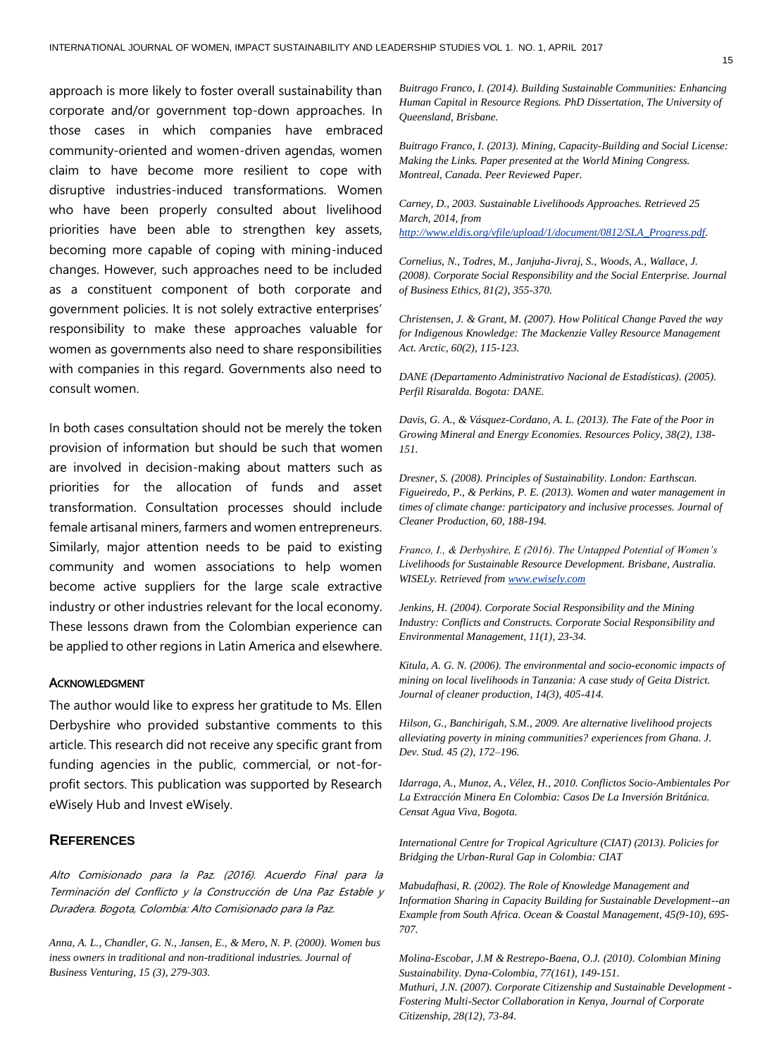approach is more likely to foster overall sustainability than corporate and/or government top-down approaches. In those cases in which companies have embraced community-oriented and women-driven agendas, women claim to have become more resilient to cope with disruptive industries-induced transformations. Women who have been properly consulted about livelihood priorities have been able to strengthen key assets, becoming more capable of coping with mining-induced changes. However, such approaches need to be included as a constituent component of both corporate and government policies. It is not solely extractive enterprises' responsibility to make these approaches valuable for women as governments also need to share responsibilities with companies in this regard. Governments also need to consult women.

In both cases consultation should not be merely the token provision of information but should be such that women are involved in decision-making about matters such as priorities for the allocation of funds and asset transformation. Consultation processes should include female artisanal miners, farmers and women entrepreneurs. Similarly, major attention needs to be paid to existing community and women associations to help women become active suppliers for the large scale extractive industry or other industries relevant for the local economy. These lessons drawn from the Colombian experience can be applied to other regions in Latin America and elsewhere.

### Acknowledgment

The author would like to express her gratitude to Ms. Ellen Derbyshire who provided substantive comments to this article. This research did not receive any specific grant from funding agencies in the public, commercial, or not-for-profit sectors. This publication was supported by Research eWisely Hub and Invest eWisely.

## References

*Alto Comisionado para la Paz. (2016). Acuerdo Final para la Terminación del Conflicto y la Construcción de Una Paz Estable y Duradera. Bogota, Colombia: Alto Comisionado para la Paz.*

*Anna, A. L., Chandler, G. N., Jansen, E., & Mero, N. P. (2000). Women bus iness owners in traditional and non-traditional industries. Journal of Business Venturing, 15 (3), 279-303.*

*Buitrago Franco, I. (2014). Building Sustainable Communities: Enhancing Human Capital in Resource Regions. PhD Dissertation, The University of Queensland, Brisbane.*

*Buitrago Franco, I. (2013). Mining, Capacity-Building and Social License: Making the Links. Paper presented at the World Mining Congress. Montreal, Canada. Peer Reviewed Paper.*

*Carney, D., 2003. Sustainable Livelihoods Approaches. Retrieved 25 March, 2014, from http://www.eldis.org/vfile/upload/1/document/0812/SLA_Progress.pdf.*

*Cornelius, N., Todres, M., Janjuha-Jivraj, S., Woods, A., Wallace, J. (2008). Corporate Social Responsibility and the Social Enterprise. Journal of Business Ethics, 81(2), 355-370.*

*Christensen, J. & Grant, M. (2007). How Political Change Paved the way for Indigenous Knowledge: The Mackenzie Valley Resource Management Act. Arctic, 60(2), 115-123.*

*DANE (Departamento Administrativo Nacional de Estadísticas). (2005). Perfil Risaralda. Bogota: DANE.*

*Davis, G. A., & Vásquez-Cordano, A. L. (2013). The Fate of the Poor in Growing Mineral and Energy Economies. Resources Policy, 38(2), 138-151.*

*Dresner, S. (2008). Principles of Sustainability. London: Earthscan.*

*Figueiredo, P., & Perkins, P. E. (2013). Women and water management in times of climate change: participatory and inclusive processes. Journal of Cleaner Production, 60, 188-194.*

*Franco, I., & Derbyshire, E (2016). The Untapped Potential of Women's Livelihoods for Sustainable Resource Development. Brisbane, Australia. WISELy. Retrieved from www.ewisely.com*

*Jenkins, H. (2004). Corporate Social Responsibility and the Mining Industry: Conflicts and Constructs. Corporate Social Responsibility and Environmental Management, 11(1), 23-34.*

*Kitula, A. G. N. (2006). The environmental and socio-economic impacts of mining on local livelihoods in Tanzania: A case study of Geita District. Journal of cleaner production, 14(3), 405-414.*

*Hilson, G., Banchirigah, S.M., 2009. Are alternative livelihood projects alleviating poverty in mining communities? experiences from Ghana. J. Dev. Stud. 45 (2), 172–196.*

*Idarraga, A., Munoz, A., Vélez, H., 2010. Conflictos Socio-Ambientales Por La Extracción Minera En Colombia: Casos De La Inversión Británica. Censat Agua Viva, Bogota.*

*International Centre for Tropical Agriculture (CIAT) (2013). Policies for Bridging the Urban-Rural Gap in Colombia: CIAT*

*Mabudafhasi, R. (2002). The Role of Knowledge Management and Information Sharing in Capacity Building for Sustainable Development--an Example from South Africa. Ocean & Coastal Management, 45(9-10), 695-707.*

*Molina-Escobar, J.M & Restrepo-Baena, O.J. (2010). Colombian Mining Sustainability. Dyna-Colombia, 77(161), 149-151.*

*Muthuri, J.N. (2007). Corporate Citizenship and Sustainable Development - Fostering Multi-Sector Collaboration in Kenya, Journal of Corporate Citizenship, 28(12), 73-84.*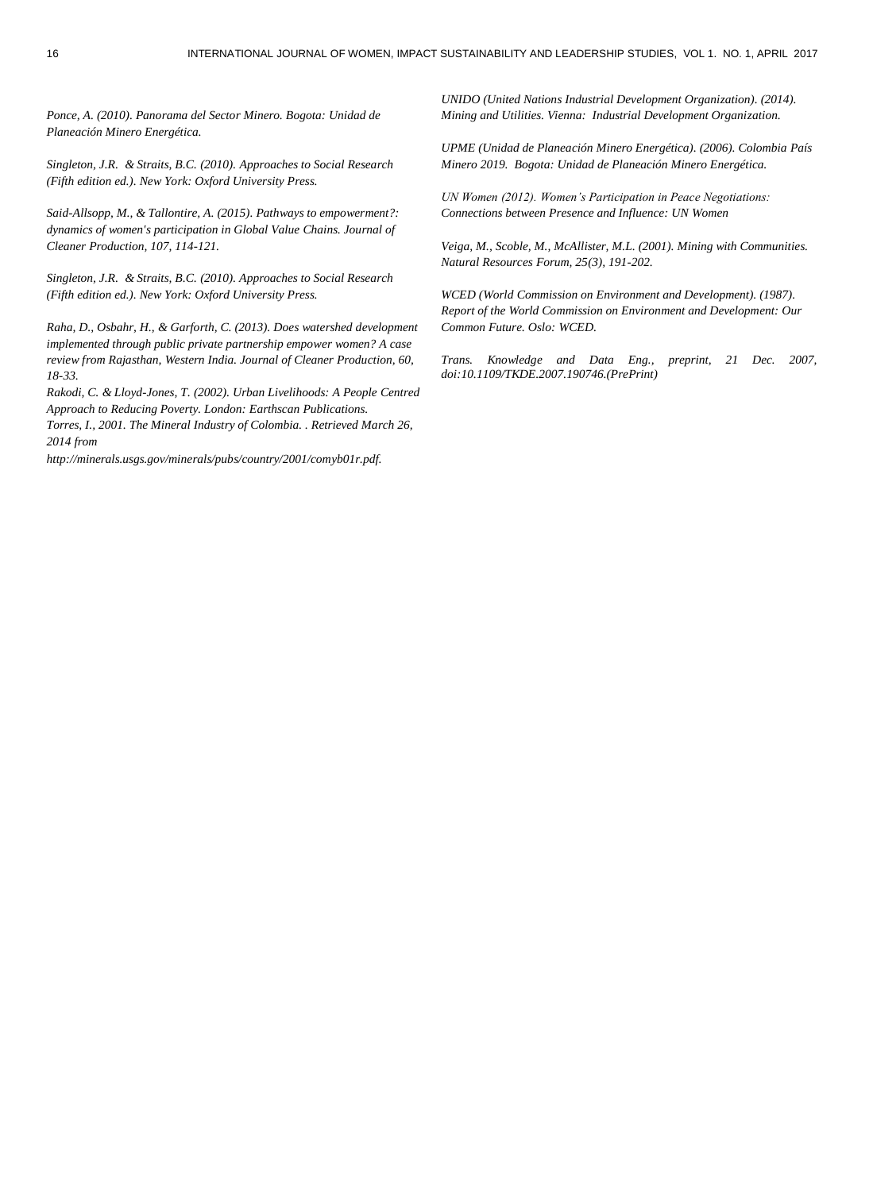*Ponce, A. (2010). Panorama del Sector Minero. Bogota: Unidad de Planeación Minero Energética.*

*Singleton, J.R. & Straits, B.C. (2010). Approaches to Social Research (Fifth edition ed.). New York: Oxford University Press.*

*Said-Allsopp, M., & Tallontire, A. (2015). Pathways to empowerment?: dynamics of women's participation in Global Value Chains. Journal of Cleaner Production, 107, 114-121.*

*Singleton, J.R. & Straits, B.C. (2010). Approaches to Social Research (Fifth edition ed.). New York: Oxford University Press.*

*Raha, D., Osbahr, H., & Garforth, C. (2013). Does watershed development implemented through public private partnership empower women? A case review from Rajasthan, Western India. Journal of Cleaner Production, 60, 18-33.*

*Rakodi, C. & Lloyd-Jones, T. (2002). Urban Livelihoods: A People Centred Approach to Reducing Poverty. London: Earthscan Publications.*

*Torres, I., 2001. The Mineral Industry of Colombia. . Retrieved March 26, 2014 from http://minerals.usgs.gov/minerals/pubs/country/2001/comyb01r.pdf.*

*UNIDO (United Nations Industrial Development Organization). (2014). Mining and Utilities. Vienna: Industrial Development Organization.*

*UPME (Unidad de Planeación Minero Energética). (2006). Colombia País Minero 2019. Bogota: Unidad de Planeación Minero Energética.*

*UN Women (2012). Women's Participation in Peace Negotiations: Connections between Presence and Influence: UN Women*

*Veiga, M., Scoble, M., McAllister, M.L. (2001). Mining with Communities. Natural Resources Forum, 25(3), 191-202.*

*WCED (World Commission on Environment and Development). (1987). Report of the World Commission on Environment and Development: Our Common Future. Oslo: WCED.*

*Trans. Knowledge and Data Eng., preprint, 21 Dec. 2007, doi:10.1109/TKDE.2007.190746.(PrePrint)*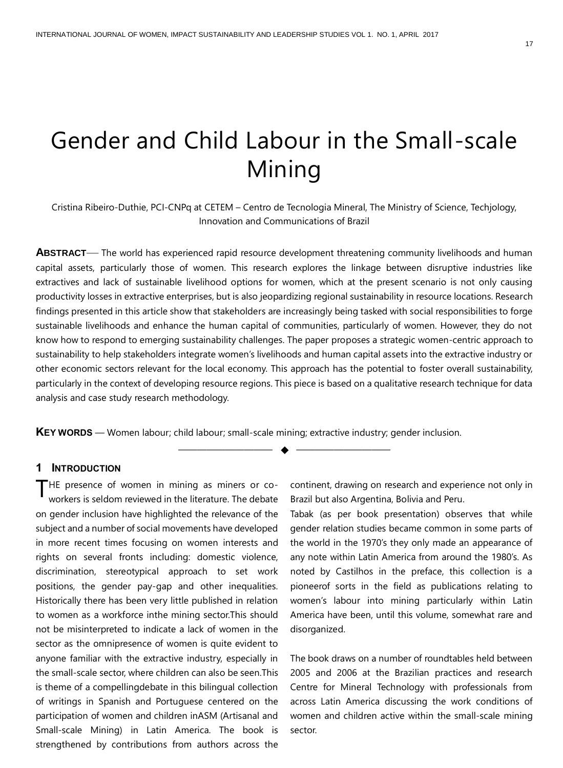# Gender and Child Labour in the Small-scale Mining

Cristina Ribeiro-Duthie, PCI-CNPq at CETEM – Centro de Tecnologia Mineral, The Ministry of Science, Techjology, Innovation and Communications of Brazil

**ABSTRACT**— The world has experienced rapid resource development threatening community livelihoods and human capital assets, particularly those of women. This research explores the linkage between disruptive industries like extractives and lack of sustainable livelihood options for women, which at the present scenario is not only causing productivity losses in extractive enterprises, but is also jeopardizing regional sustainability in resource locations. Research findings presented in this article show that stakeholders are increasingly being tasked with social responsibilities to forge sustainable livelihoods and enhance the human capital of communities, particularly of women. However, they do not know how to respond to emerging sustainability challenges. The paper proposes a strategic women-centric approach to sustainability to help stakeholders integrate women's livelihoods and human capital assets into the extractive industry or other economic sectors relevant for the local economy. This approach has the potential to foster overall sustainability, particularly in the context of developing resource regions. This piece is based on a qualitative research technique for data analysis and case study research methodology.

**KEY WORDS** — Women labour; child labour; small-scale mining; extractive industry; gender inclusion.

## 1 INTRODUCTION

THE presence of women in mining as miners or co-workers is seldom reviewed in the literature. The debate on gender inclusion have highlighted the relevance of the subject and a number of social movements have developed in more recent times focusing on women interests and rights on several fronts including: domestic violence, discrimination, stereotypical approach to set work positions, the gender pay-gap and other inequalities. Historically there has been very little published in relation to women as a workforce inthe mining sector.This should not be misinterpreted to indicate a lack of women in the sector as the omnipresence of women is quite evident to anyone familiar with the extractive industry, especially in the small-scale sector, where children can also be seen.This is theme of a compellingdebate in this bilingual collection of writings in Spanish and Portuguese centered on the participation of women and children inASM (Artisanal and Small-scale Mining) in Latin America. The book is strengthened by contributions from authors across the continent, drawing on research and experience not only in Brazil but also Argentina, Bolivia and Peru.

Tabak (as per book presentation) observes that while gender relation studies became common in some parts of the world in the 1970's they only made an appearance of any note within Latin America from around the 1980's. As noted by Castilhos in the preface, this collection is a pioneerof sorts in the field as publications relating to women's labour into mining particularly within Latin America have been, until this volume, somewhat rare and disorganized.

The book draws on a number of roundtables held between 2005 and 2006 at the Brazilian practices and research Centre for Mineral Technology with professionals from across Latin America discussing the work conditions of women and children active within the small-scale mining sector.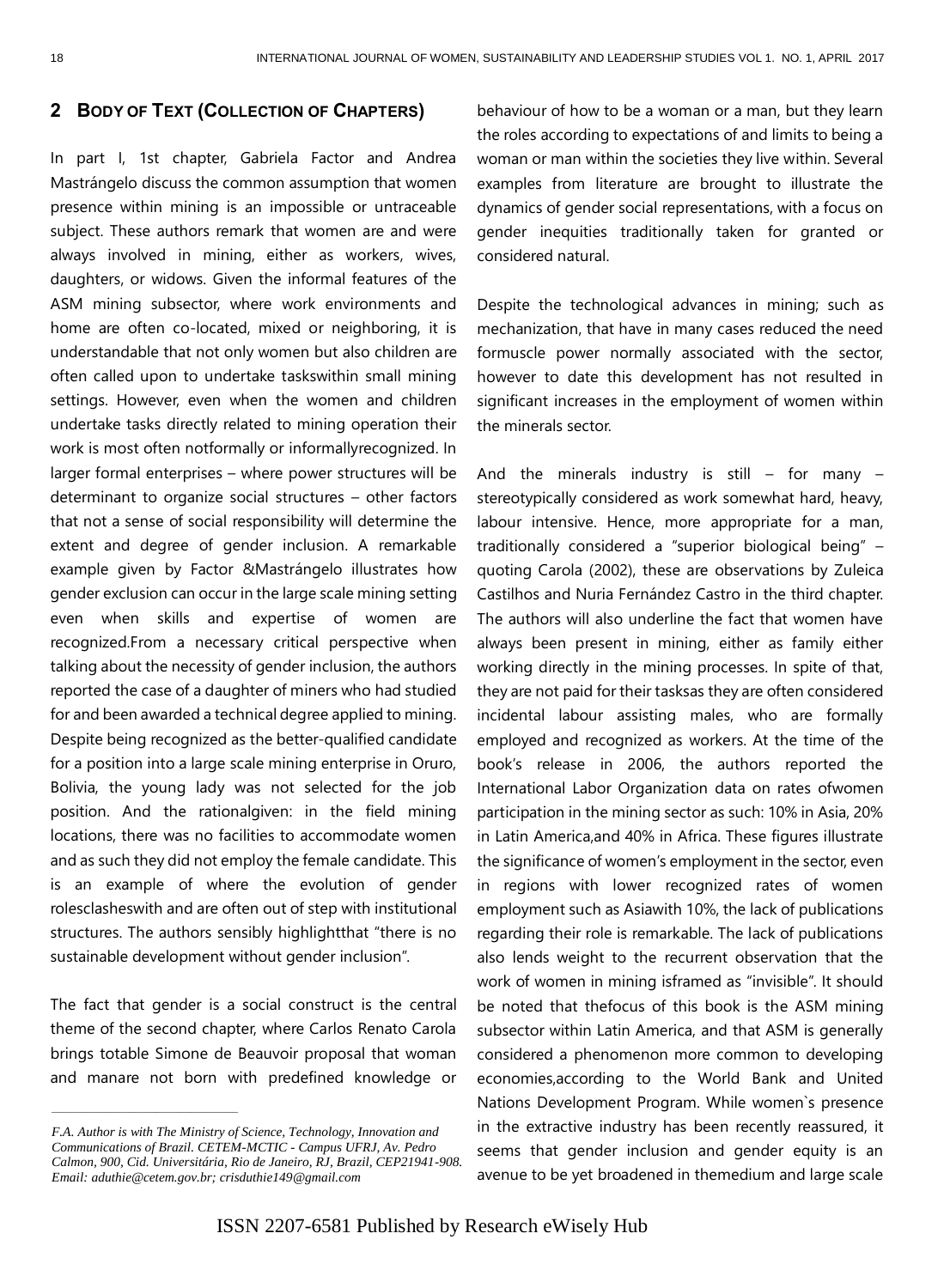## 2 Body of Text (Collection of Chapters)

In part I, 1st chapter, Gabriela Factor and Andrea Mastrángelo discuss the common assumption that women presence within mining is an impossible or untraceable subject. These authors remark that women are and were always involved in mining, either as workers, wives, daughters, or widows. Given the informal features of the ASM mining subsector, where work environments and home are often co-located, mixed or neighboring, it is understandable that not only women but also children are often called upon to undertake taskswithin small mining settings. However, even when the women and children undertake tasks directly related to mining operation their work is most often notformally or informallyrecognized. In larger formal enterprises – where power structures will be determinant to organize social structures – other factors that not a sense of social responsibility will determine the extent and degree of gender inclusion. A remarkable example given by Factor &Mastrángelo illustrates how gender exclusion can occur in the large scale mining setting even when skills and expertise of women are recognized.From a necessary critical perspective when talking about the necessity of gender inclusion, the authors reported the case of a daughter of miners who had studied for and been awarded a technical degree applied to mining. Despite being recognized as the better-qualified candidate for a position into a large scale mining enterprise in Oruro, Bolivia, the young lady was not selected for the job position. And the rationalgiven: in the field mining locations, there was no facilities to accommodate women and as such they did not employ the female candidate. This is an example of where the evolution of gender rolesclasheswith and are often out of step with institutional structures. The authors sensibly highlightthat "there is no sustainable development without gender inclusion".

The fact that gender is a social construct is the central theme of the second chapter, where Carlos Renato Carola brings totable Simone de Beauvoir proposal that woman and manare not born with predefined knowledge or behaviour of how to be a woman or a man, but they learn the roles according to expectations of and limits to being a woman or man within the societies they live within. Several examples from literature are brought to illustrate the dynamics of gender social representations, with a focus on gender inequities traditionally taken for granted or considered natural.

Despite the technological advances in mining; such as mechanization, that have in many cases reduced the need formuscle power normally associated with the sector, however to date this development has not resulted in significant increases in the employment of women within the minerals sector.

And the minerals industry is still – for many – stereotypically considered as work somewhat hard, heavy, labour intensive. Hence, more appropriate for a man, traditionally considered a "superior biological being" – quoting Carola (2002), these are observations by Zuleica Castilhos and Nuria Fernández Castro in the third chapter. The authors will also underline the fact that women have always been present in mining, either as family either working directly in the mining processes. In spite of that, they are not paid for their tasksas they are often considered incidental labour assisting males, who are formally employed and recognized as workers. At the time of the book's release in 2006, the authors reported the International Labor Organization data on rates ofwomen participation in the mining sector as such: 10% in Asia, 20% in Latin America,and 40% in Africa. These figures illustrate the significance of women's employment in the sector, even in regions with lower recognized rates of women employment such as Asiawith 10%, the lack of publications regarding their role is remarkable. The lack of publications also lends weight to the recurrent observation that the work of women in mining isframed as "invisible". It should be noted that thefocus of this book is the ASM mining subsector within Latin America, and that ASM is generally considered a phenomenon more common to developing economies,according to the World Bank and United Nations Development Program. While women`s presence in the extractive industry has been recently reassured, it seems that gender inclusion and gender equity is an avenue to be yet broadened in themedium and large scale

*F.A. Author is with The Ministry of Science, Technology, Innovation and Communications of Brazil. CETEM-MCTIC - Campus UFRJ, Av. Pedro Calmon, 900, Cid. Universitária, Rio de Janeiro, RJ, Brazil, CEP21941-908. Email: aduthie@cetem.gov.br; crisduthie149@gmail.com*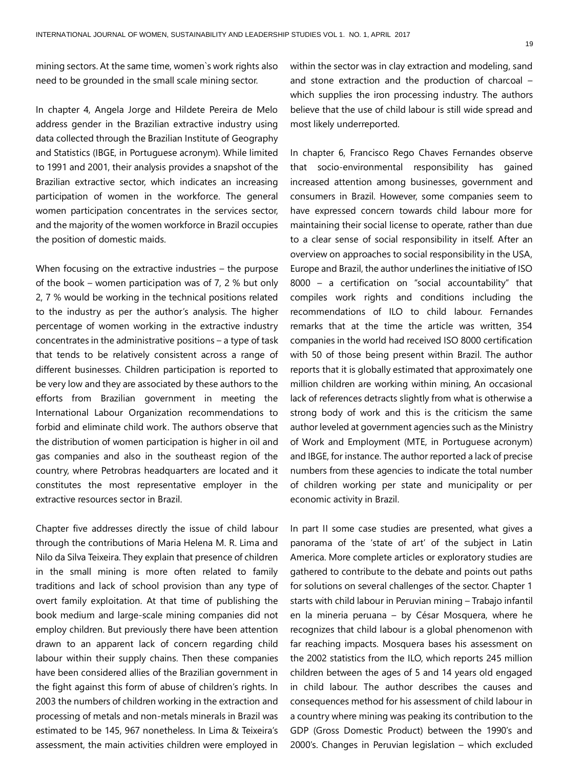mining sectors. At the same time, women`s work rights also need to be grounded in the small scale mining sector.

In chapter 4, Angela Jorge and Hildete Pereira de Melo address gender in the Brazilian extractive industry using data collected through the Brazilian Institute of Geography and Statistics (IBGE, in Portuguese acronym). While limited to 1991 and 2001, their analysis provides a snapshot of the Brazilian extractive sector, which indicates an increasing participation of women in the workforce. The general women participation concentrates in the services sector, and the majority of the women workforce in Brazil occupies the position of domestic maids.

When focusing on the extractive industries – the purpose of the book – women participation was of 7, 2 % but only 2, 7 % would be working in the technical positions related to the industry as per the author's analysis. The higher percentage of women working in the extractive industry concentrates in the administrative positions – a type of task that tends to be relatively consistent across a range of different businesses. Children participation is reported to be very low and they are associated by these authors to the efforts from Brazilian government in meeting the International Labour Organization recommendations to forbid and eliminate child work. The authors observe that the distribution of women participation is higher in oil and gas companies and also in the southeast region of the country, where Petrobras headquarters are located and it constitutes the most representative employer in the extractive resources sector in Brazil.

Chapter five addresses directly the issue of child labour through the contributions of Maria Helena M. R. Lima and Nilo da Silva Teixeira. They explain that presence of children in the small mining is more often related to family traditions and lack of school provision than any type of overt family exploitation. At that time of publishing the book medium and large-scale mining companies did not employ children. But previously there have been attention drawn to an apparent lack of concern regarding child labour within their supply chains. Then these companies have been considered allies of the Brazilian government in the fight against this form of abuse of children's rights. In 2003 the numbers of children working in the extraction and processing of metals and non-metals minerals in Brazil was estimated to be 145, 967 nonetheless. In Lima & Teixeira's assessment, the main activities children were employed in within the sector was in clay extraction and modeling, sand and stone extraction and the production of charcoal – which supplies the iron processing industry. The authors believe that the use of child labour is still wide spread and most likely underreported.

In chapter 6, Francisco Rego Chaves Fernandes observe that socio-environmental responsibility has gained increased attention among businesses, government and consumers in Brazil. However, some companies seem to have expressed concern towards child labour more for maintaining their social license to operate, rather than due to a clear sense of social responsibility in itself. After an overview on approaches to social responsibility in the USA, Europe and Brazil, the author underlines the initiative of ISO 8000 – a certification on "social accountability" that compiles work rights and conditions including the recommendations of ILO to child labour. Fernandes remarks that at the time the article was written, 354 companies in the world had received ISO 8000 certification with 50 of those being present within Brazil. The author reports that it is globally estimated that approximately one million children are working within mining, An occasional lack of references detracts slightly from what is otherwise a strong body of work and this is the criticism the same author leveled at government agencies such as the Ministry of Work and Employment (MTE, in Portuguese acronym) and IBGE, for instance. The author reported a lack of precise numbers from these agencies to indicate the total number of children working per state and municipality or per economic activity in Brazil.

In part II some case studies are presented, what gives a panorama of the 'state of art' of the subject in Latin America. More complete articles or exploratory studies are gathered to contribute to the debate and points out paths for solutions on several challenges of the sector. Chapter 1 starts with child labour in Peruvian mining – Trabajo infantil en la mineria peruana – by César Mosquera, where he recognizes that child labour is a global phenomenon with far reaching impacts. Mosquera bases his assessment on the 2002 statistics from the ILO, which reports 245 million children between the ages of 5 and 14 years old engaged in child labour. The author describes the causes and consequences method for his assessment of child labour in a country where mining was peaking its contribution to the GDP (Gross Domestic Product) between the 1990's and 2000's. Changes in Peruvian legislation – which excluded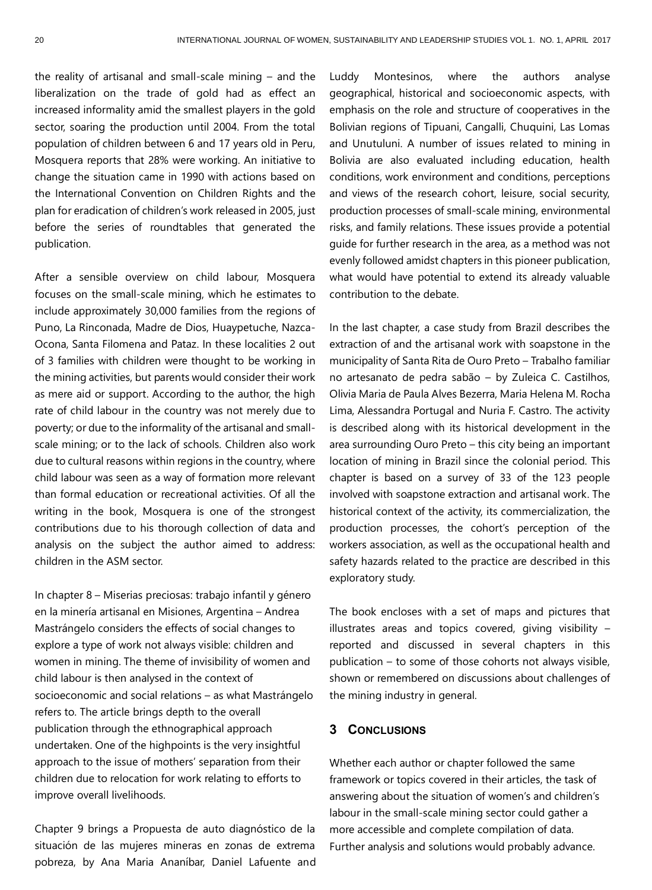the reality of artisanal and small-scale mining – and the liberalization on the trade of gold had as effect an increased informality amid the smallest players in the gold sector, soaring the production until 2004. From the total population of children between 6 and 17 years old in Peru, Mosquera reports that 28% were working. An initiative to change the situation came in 1990 with actions based on the International Convention on Children Rights and the plan for eradication of children's work released in 2005, just before the series of roundtables that generated the publication.

After a sensible overview on child labour, Mosquera focuses on the small-scale mining, which he estimates to include approximately 30,000 families from the regions of Puno, La Rinconada, Madre de Dios, Huaypetuche, Nazca-Ocona, Santa Filomena and Pataz. In these localities 2 out of 3 families with children were thought to be working in the mining activities, but parents would consider their work as mere aid or support. According to the author, the high rate of child labour in the country was not merely due to poverty; or due to the informality of the artisanal and small-scale mining; or to the lack of schools. Children also work due to cultural reasons within regions in the country, where child labour was seen as a way of formation more relevant than formal education or recreational activities. Of all the writing in the book, Mosquera is one of the strongest contributions due to his thorough collection of data and analysis on the subject the author aimed to address: children in the ASM sector.

In chapter 8 – Miserias preciosas: trabajo infantil y género en la minería artisanal en Misiones, Argentina – Andrea Mastrángelo considers the effects of social changes to explore a type of work not always visible: children and women in mining. The theme of invisibility of women and child labour is then analysed in the context of socioeconomic and social relations – as what Mastrángelo refers to. The article brings depth to the overall publication through the ethnographical approach undertaken. One of the highpoints is the very insightful approach to the issue of mothers' separation from their children due to relocation for work relating to efforts to improve overall livelihoods.

Chapter 9 brings a Propuesta de auto diagnóstico de la situación de las mujeres mineras en zonas de extrema pobreza, by Ana Maria Ananíbar, Daniel Lafuente and Luddy Montesinos, where the authors analyse geographical, historical and socioeconomic aspects, with emphasis on the role and structure of cooperatives in the Bolivian regions of Tipuani, Cangalli, Chuquini, Las Lomas and Unutuluni. A number of issues related to mining in Bolivia are also evaluated including education, health conditions, work environment and conditions, perceptions and views of the research cohort, leisure, social security, production processes of small-scale mining, environmental risks, and family relations. These issues provide a potential guide for further research in the area, as a method was not evenly followed amidst chapters in this pioneer publication, what would have potential to extend its already valuable contribution to the debate.

In the last chapter, a case study from Brazil describes the extraction of and the artisanal work with soapstone in the municipality of Santa Rita de Ouro Preto – Trabalho familiar no artesanato de pedra sabão – by Zuleica C. Castilhos, Olivia Maria de Paula Alves Bezerra, Maria Helena M. Rocha Lima, Alessandra Portugal and Nuria F. Castro. The activity is described along with its historical development in the area surrounding Ouro Preto – this city being an important location of mining in Brazil since the colonial period. This chapter is based on a survey of 33 of the 123 people involved with soapstone extraction and artisanal work. The historical context of the activity, its commercialization, the production processes, the cohort's perception of the workers association, as well as the occupational health and safety hazards related to the practice are described in this exploratory study.

The book encloses with a set of maps and pictures that illustrates areas and topics covered, giving visibility – reported and discussed in several chapters in this publication – to some of those cohorts not always visible, shown or remembered on discussions about challenges of the mining industry in general.

## 3 Conclusions

Whether each author or chapter followed the same framework or topics covered in their articles, the task of answering about the situation of women's and children's labour in the small-scale mining sector could gather a more accessible and complete compilation of data. Further analysis and solutions would probably advance.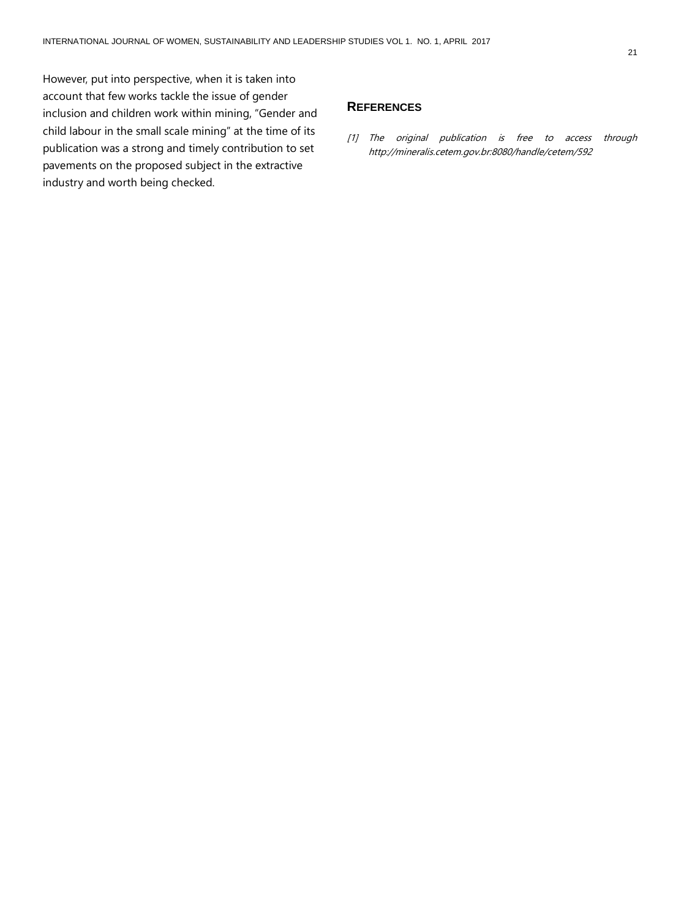However, put into perspective, when it is taken into account that few works tackle the issue of gender inclusion and children work within mining, "Gender and child labour in the small scale mining" at the time of its publication was a strong and timely contribution to set pavements on the proposed subject in the extractive industry and worth being checked.

## References

*[1] The original publication is free to access through http://mineralis.cetem.gov.br:8080/handle/cetem/592*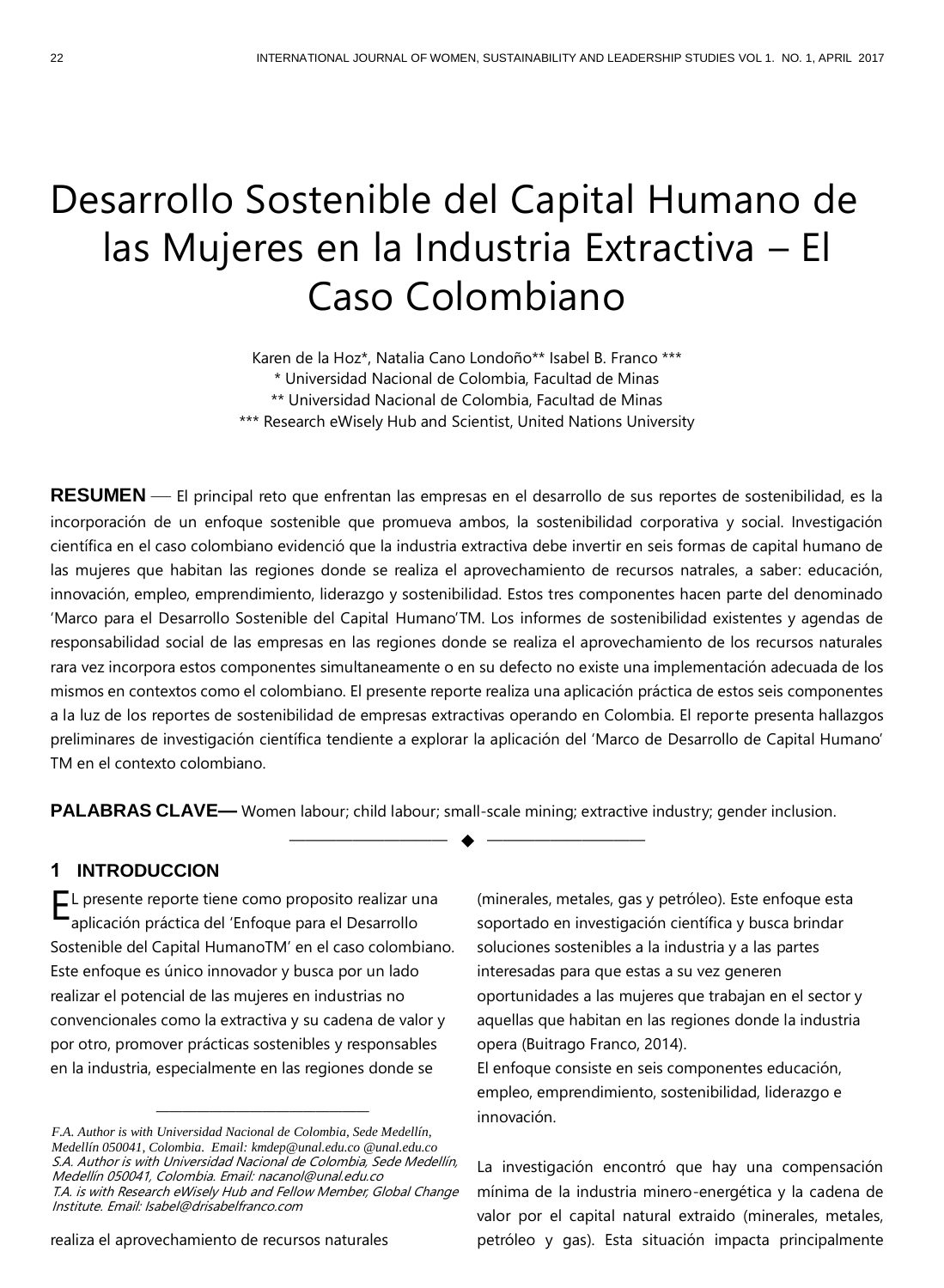# Desarrollo Sostenible del Capital Humano de las Mujeres en la Industria Extractiva – El Caso Colombiano

Karen de la Hoz*, Natalia Cano Londoño** Isabel B. Franco ***

\* Universidad Nacional de Colombia, Facultad de Minas

** Universidad Nacional de Colombia, Facultad de Minas

*** Research eWisely Hub and Scientist, United Nations University

**RESUMEN** — El principal reto que enfrentan las empresas en el desarrollo de sus reportes de sostenibilidad, es la incorporación de un enfoque sostenible que promueva ambos, la sostenibilidad corporativa y social. Investigación científica en el caso colombiano evidenció que la industria extractiva debe invertir en seis formas de capital humano de las mujeres que habitan las regiones donde se realiza el aprovechamiento de recursos natrales, a saber: educación, innovación, empleo, emprendimiento, liderazgo y sostenibilidad. Estos tres componentes hacen parte del denominado 'Marco para el Desarrollo Sostenible del Capital Humano'TM. Los informes de sostenibilidad existentes y agendas de responsabilidad social de las empresas en las regiones donde se realiza el aprovechamiento de los recursos naturales rara vez incorpora estos componentes simultaneamente o en su defecto no existe una implementación adecuada de los mismos en contextos como el colombiano. El presente reporte realiza una aplicación práctica de estos seis componentes a la luz de los reportes de sostenibilidad de empresas extractivas operando en Colombia. El reporte presenta hallazgos preliminares de investigación científica tendiente a explorar la aplicación del 'Marco de Desarrollo de Capital Humano' TM en el contexto colombiano.

**PALABRAS CLAVE—** Women labour; child labour; small-scale mining; extractive industry; gender inclusion.

---

## 1 INTRODUCCION

EL presente reporte tiene como proposito realizar una aplicación práctica del 'Enfoque para el Desarrollo Sostenible del Capital HumanoTM' en el caso colombiano. Este enfoque es único innovador y busca por un lado realizar el potencial de las mujeres en industrias no convencionales como la extractiva y su cadena de valor y por otro, promover prácticas sostenibles y responsables en la industria, especialmente en las regiones donde se realiza el aprovechamiento de recursos naturales (minerales, metales, gas y petróleo). Este enfoque esta soportado en investigación científica y busca brindar soluciones sostenibles a la industria y a las partes interesadas para que estas a su vez generen oportunidades a las mujeres que trabajan en el sector y aquellas que habitan en las regiones donde la industria opera (Buitrago Franco, 2014).

El enfoque consiste en seis componentes educación, empleo, emprendimiento, sostenibilidad, liderazgo e innovación.

La investigación encontró que hay una compensación mínima de la industria minero-energética y la cadena de valor por el capital natural extraido (minerales, metales, petróleo y gas). Esta situación impacta principalmente

*F.A. Author is with Universidad Nacional de Colombia, Sede Medellín, Medellín 050041, Colombia. Email: kmdep@unal.edu.co @unal.edu.co*
*S.A. Author is with Universidad Nacional de Colombia, Sede Medellín, Medellín 050041, Colombia. Email: nacanol@unal.edu.co*
*T.A. is with Research eWisely Hub and Fellow Member, Global Change Institute. Email: Isabel@drisabelfranco.com*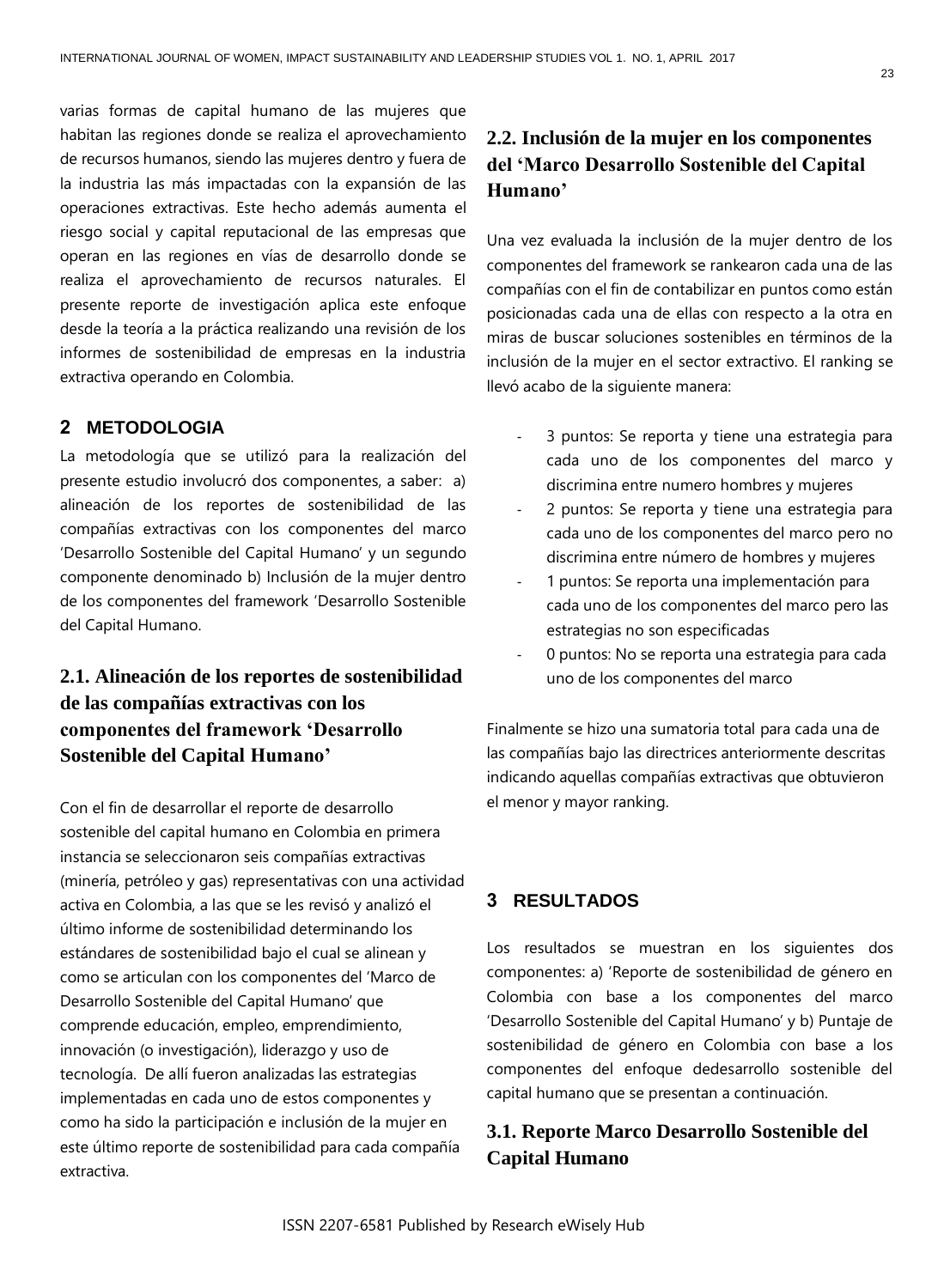varias formas de capital humano de las mujeres que habitan las regiones donde se realiza el aprovechamiento de recursos humanos, siendo las mujeres dentro y fuera de la industria las más impactadas con la expansión de las operaciones extractivas. Este hecho además aumenta el riesgo social y capital reputacional de las empresas que operan en las regiones en vías de desarrollo donde se realiza el aprovechamiento de recursos naturales. El presente reporte de investigación aplica este enfoque desde la teoría a la práctica realizando una revisión de los informes de sostenibilidad de empresas en la industria extractiva operando en Colombia.

## 2 METODOLOGIA

La metodología que se utilizó para la realización del presente estudio involucró dos componentes, a saber: a) alineación de los reportes de sostenibilidad de las compañías extractivas con los componentes del marco 'Desarrollo Sostenible del Capital Humano' y un segundo componente denominado b) Inclusión de la mujer dentro de los componentes del framework 'Desarrollo Sostenible del Capital Humano.

### 2.1. Alineación de los reportes de sostenibilidad de las compañías extractivas con los componentes del framework 'Desarrollo Sostenible del Capital Humano'

Con el fin de desarrollar el reporte de desarrollo sostenible del capital humano en Colombia en primera instancia se seleccionaron seis compañías extractivas (minería, petróleo y gas) representativas con una actividad activa en Colombia, a las que se les revisó y analizó el último informe de sostenibilidad determinando los estándares de sostenibilidad bajo el cual se alinean y como se articulan con los componentes del 'Marco de Desarrollo Sostenible del Capital Humano' que comprende educación, empleo, emprendimiento, innovación (o investigación), liderazgo y uso de tecnología. De allí fueron analizadas las estrategias implementadas en cada uno de estos componentes y como ha sido la participación e inclusión de la mujer en este último reporte de sostenibilidad para cada compañía extractiva.

### 2.2. Inclusión de la mujer en los componentes del 'Marco Desarrollo Sostenible del Capital Humano'

Una vez evaluada la inclusión de la mujer dentro de los componentes del framework se rankearon cada una de las compañías con el fin de contabilizar en puntos como están posicionadas cada una de ellas con respecto a la otra en miras de buscar soluciones sostenibles en términos de la inclusión de la mujer en el sector extractivo. El ranking se llevó acabo de la siguiente manera:

- 3 puntos: Se reporta y tiene una estrategia para cada uno de los componentes del marco y discrimina entre numero hombres y mujeres
- 2 puntos: Se reporta y tiene una estrategia para cada uno de los componentes del marco pero no discrimina entre número de hombres y mujeres
- 1 puntos: Se reporta una implementación para cada uno de los componentes del marco pero las estrategias no son especificadas
- 0 puntos: No se reporta una estrategia para cada uno de los componentes del marco

Finalmente se hizo una sumatoria total para cada una de las compañías bajo las directrices anteriormente descritas indicando aquellas compañías extractivas que obtuvieron el menor y mayor ranking.

## 3 RESULTADOS

Los resultados se muestran en los siguientes dos componentes: a) 'Reporte de sostenibilidad de género en Colombia con base a los componentes del marco 'Desarrollo Sostenible del Capital Humano' y b) Puntaje de sostenibilidad de género en Colombia con base a los componentes del enfoque dedesarrollo sostenible del capital humano que se presentan a continuación.

### 3.1. Reporte Marco Desarrollo Sostenible del Capital Humano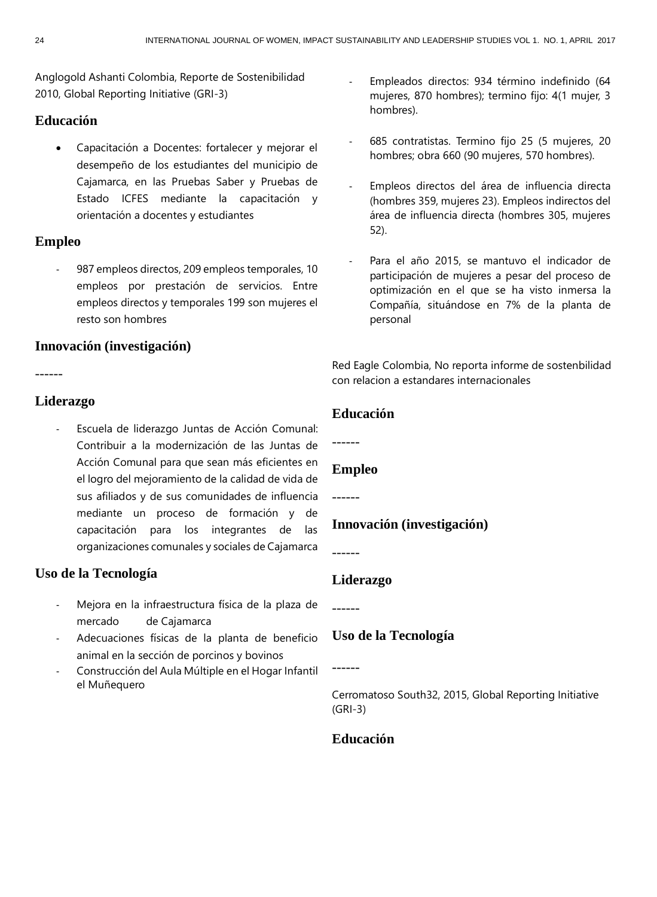Anglogold Ashanti Colombia, Reporte de Sostenibilidad 2010, Global Reporting Initiative (GRI-3)

### Educación

- Capacitación a Docentes: fortalecer y mejorar el desempeño de los estudiantes del municipio de Cajamarca, en las Pruebas Saber y Pruebas de Estado ICFES mediante la capacitación y orientación a docentes y estudiantes

### Empleo

- 987 empleos directos, 209 empleos temporales, 10 empleos por prestación de servicios. Entre empleos directos y temporales 199 son mujeres el resto son hombres

### Innovación (investigación)

------

### Liderazgo

- Escuela de liderazgo Juntas de Acción Comunal: Contribuir a la modernización de las Juntas de Acción Comunal para que sean más eficientes en el logro del mejoramiento de la calidad de vida de sus afiliados y de sus comunidades de influencia mediante un proceso de formación y de capacitación para los integrantes de las organizaciones comunales y sociales de Cajamarca

### Uso de la Tecnología

- Mejora en la infraestructura física de la plaza de mercado de Cajamarca
- Adecuaciones físicas de la planta de beneficio animal en la sección de porcinos y bovinos
- Construcción del Aula Múltiple en el Hogar Infantil el Muñequero
- Empleados directos: 934 término indefinido (64 mujeres, 870 hombres); termino fijo: 4(1 mujer, 3 hombres).
- 685 contratistas. Termino fijo 25 (5 mujeres, 20 hombres; obra 660 (90 mujeres, 570 hombres).
- Empleos directos del área de influencia directa (hombres 359, mujeres 23). Empleos indirectos del área de influencia directa (hombres 305, mujeres 52).
- Para el año 2015, se mantuvo el indicador de participación de mujeres a pesar del proceso de optimización en el que se ha visto inmersa la Compañía, situándose en 7% de la planta de personal

Red Eagle Colombia, No reporta informe de sostenbilidad con relacion a estandares internacionales

### Educación

------

### Empleo

------

### Innovación (investigación)

------

### Liderazgo

------

### Uso de la Tecnología

------

Cerromatoso South32, 2015, Global Reporting Initiative (GRI-3)

### Educación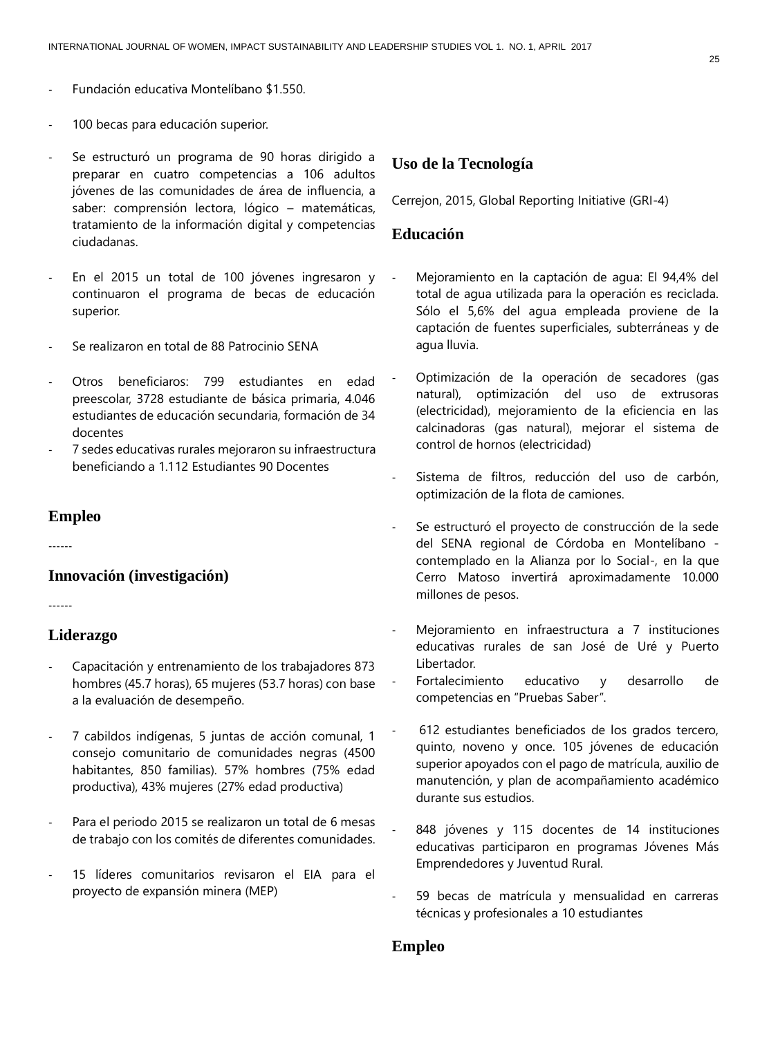- Fundación educativa Montelíbano $1.550.
- 100 becas para educación superior.
- Se estructuró un programa de 90 horas dirigido a preparar en cuatro competencias a 106 adultos jóvenes de las comunidades de área de influencia, a saber: comprensión lectora, lógico – matemáticas, tratamiento de la información digital y competencias ciudadanas.
- En el 2015 un total de 100 jóvenes ingresaron y continuaron el programa de becas de educación superior.
- Se realizaron en total de 88 Patrocinio SENA
- Otros beneficiaros: 799 estudiantes en edad preescolar, 3728 estudiante de básica primaria, 4.046 estudiantes de educación secundaria, formación de 34 docentes
- 7 sedes educativas rurales mejoraron su infraestructura beneficiando a 1.112 Estudiantes 90 Docentes

## Empleo

------

## Innovación (investigación)

------

## Liderazgo

- Capacitación y entrenamiento de los trabajadores 873 hombres (45.7 horas), 65 mujeres (53.7 horas) con base a la evaluación de desempeño.
- 7 cabildos indígenas, 5 juntas de acción comunal, 1 consejo comunitario de comunidades negras (4500 habitantes, 850 familias). 57% hombres (75% edad productiva), 43% mujeres (27% edad productiva)
- Para el periodo 2015 se realizaron un total de 6 mesas de trabajo con los comités de diferentes comunidades.
- 15 líderes comunitarios revisaron el EIA para el proyecto de expansión minera (MEP)

## Uso de la Tecnología

Cerrejon, 2015, Global Reporting Initiative (GRI-4)

## Educación

- Mejoramiento en la captación de agua: El 94,4% del total de agua utilizada para la operación es reciclada. Sólo el 5,6% del agua empleada proviene de la captación de fuentes superficiales, subterráneas y de agua lluvia.
- Optimización de la operación de secadores (gas natural), optimización del uso de extrusoras (electricidad), mejoramiento de la eficiencia en las calcinadoras (gas natural), mejorar el sistema de control de hornos (electricidad)
- Sistema de filtros, reducción del uso de carbón, optimización de la flota de camiones.
- Se estructuró el proyecto de construcción de la sede del SENA regional de Córdoba en Montelíbano -contemplado en la Alianza por lo Social-, en la que Cerro Matoso invertirá aproximadamente 10.000 millones de pesos.
- Mejoramiento en infraestructura a 7 instituciones educativas rurales de san José de Uré y Puerto Libertador.
- Fortalecimiento educativo y desarrollo de competencias en "Pruebas Saber".
- 612 estudiantes beneficiados de los grados tercero, quinto, noveno y once. 105 jóvenes de educación superior apoyados con el pago de matrícula, auxilio de manutención, y plan de acompañamiento académico durante sus estudios.
- 848 jóvenes y 115 docentes de 14 instituciones educativas participaron en programas Jóvenes Más Emprendedores y Juventud Rural.
- 59 becas de matrícula y mensualidad en carreras técnicas y profesionales a 10 estudiantes

## Empleo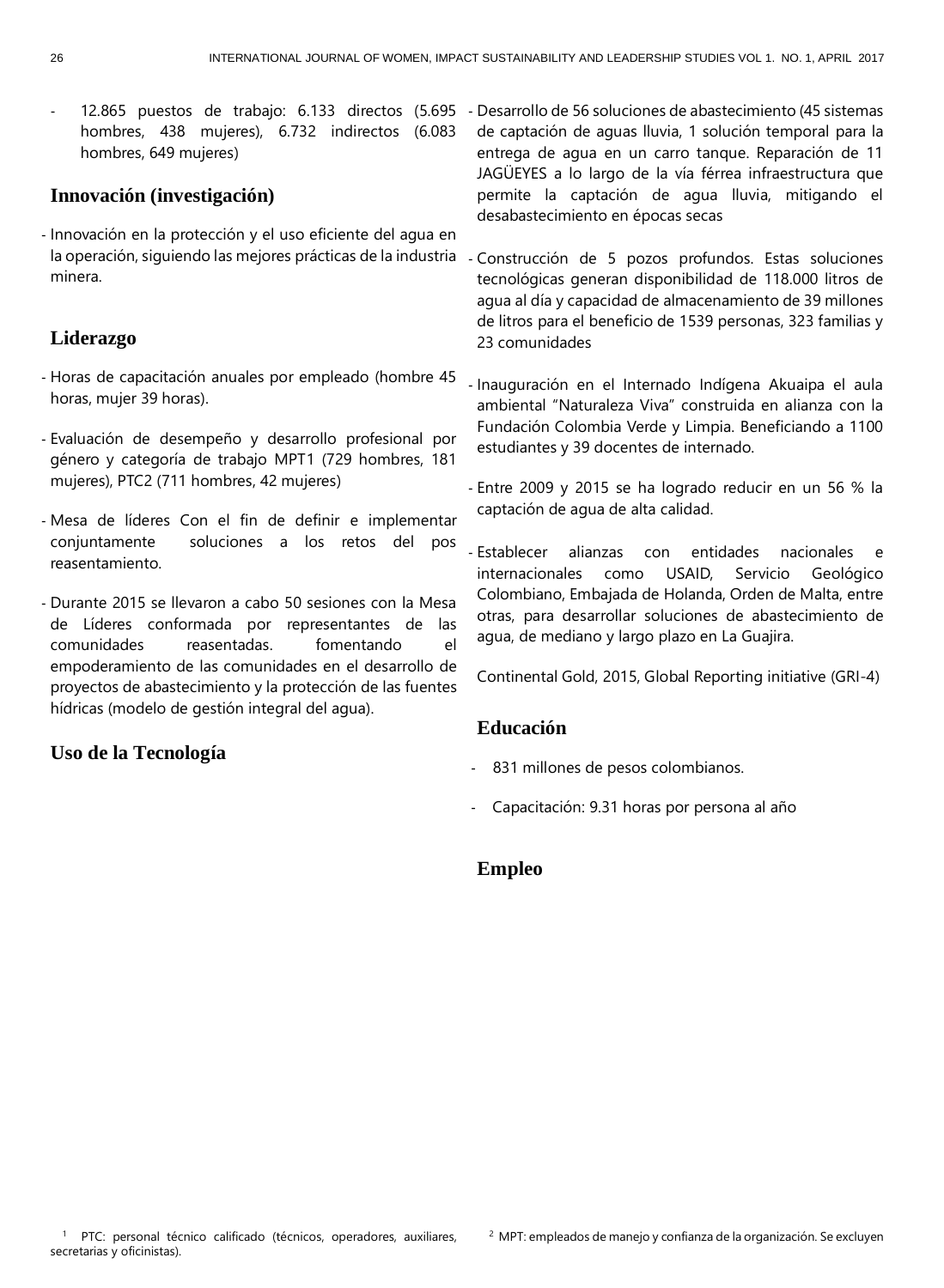- 12.865 puestos de trabajo: 6.133 directos (5.695 hombres, 438 mujeres), 6.732 indirectos (6.083 hombres, 649 mujeres)

## Innovación (investigación)

- Innovación en la protección y el uso eficiente del agua en la operación, siguiendo las mejores prácticas de la industria minera.

## Liderazgo

- Horas de capacitación anuales por empleado (hombre 45 horas, mujer 39 horas).
- Evaluación de desempeño y desarrollo profesional por género y categoría de trabajo MPT1 (729 hombres, 181 mujeres), PTC2 (711 hombres, 42 mujeres)
- Mesa de líderes Con el fin de definir e implementar conjuntamente soluciones a los retos del pos reasentamiento.
- Durante 2015 se llevaron a cabo 50 sesiones con la Mesa de Líderes conformada por representantes de las comunidades reasentadas. fomentando el empoderamiento de las comunidades en el desarrollo de proyectos de abastecimiento y la protección de las fuentes hídricas (modelo de gestión integral del agua).

## Uso de la Tecnología

- Desarrollo de 56 soluciones de abastecimiento (45 sistemas de captación de aguas lluvia, 1 solución temporal para la entrega de agua en un carro tanque. Reparación de 11 JAGÜEYES a lo largo de la vía férrea infraestructura que permite la captación de agua lluvia, mitigando el desabastecimiento en épocas secas
- Construcción de 5 pozos profundos. Estas soluciones tecnológicas generan disponibilidad de 118.000 litros de agua al día y capacidad de almacenamiento de 39 millones de litros para el beneficio de 1539 personas, 323 familias y 23 comunidades
- Inauguración en el Internado Indígena Akuaipa el aula ambiental "Naturaleza Viva" construida en alianza con la Fundación Colombia Verde y Limpia. Beneficiando a 1100 estudiantes y 39 docentes de internado.
- Entre 2009 y 2015 se ha logrado reducir en un 56 % la captación de agua de alta calidad.
- Establecer alianzas con entidades nacionales e internacionales como USAID, Servicio Geológico Colombiano, Embajada de Holanda, Orden de Malta, entre otras, para desarrollar soluciones de abastecimiento de agua, de mediano y largo plazo en La Guajira.

Continental Gold, 2015, Global Reporting initiative (GRI-4)

## Educación

- 831 millones de pesos colombianos.
- Capacitación: 9.31 horas por persona al año

## Empleo

[1] PTC: personal técnico calificado (técnicos, operadores, auxiliares, secretarias y oficinistas).

[2] MPT: empleados de manejo y confianza de la organización. Se excluyen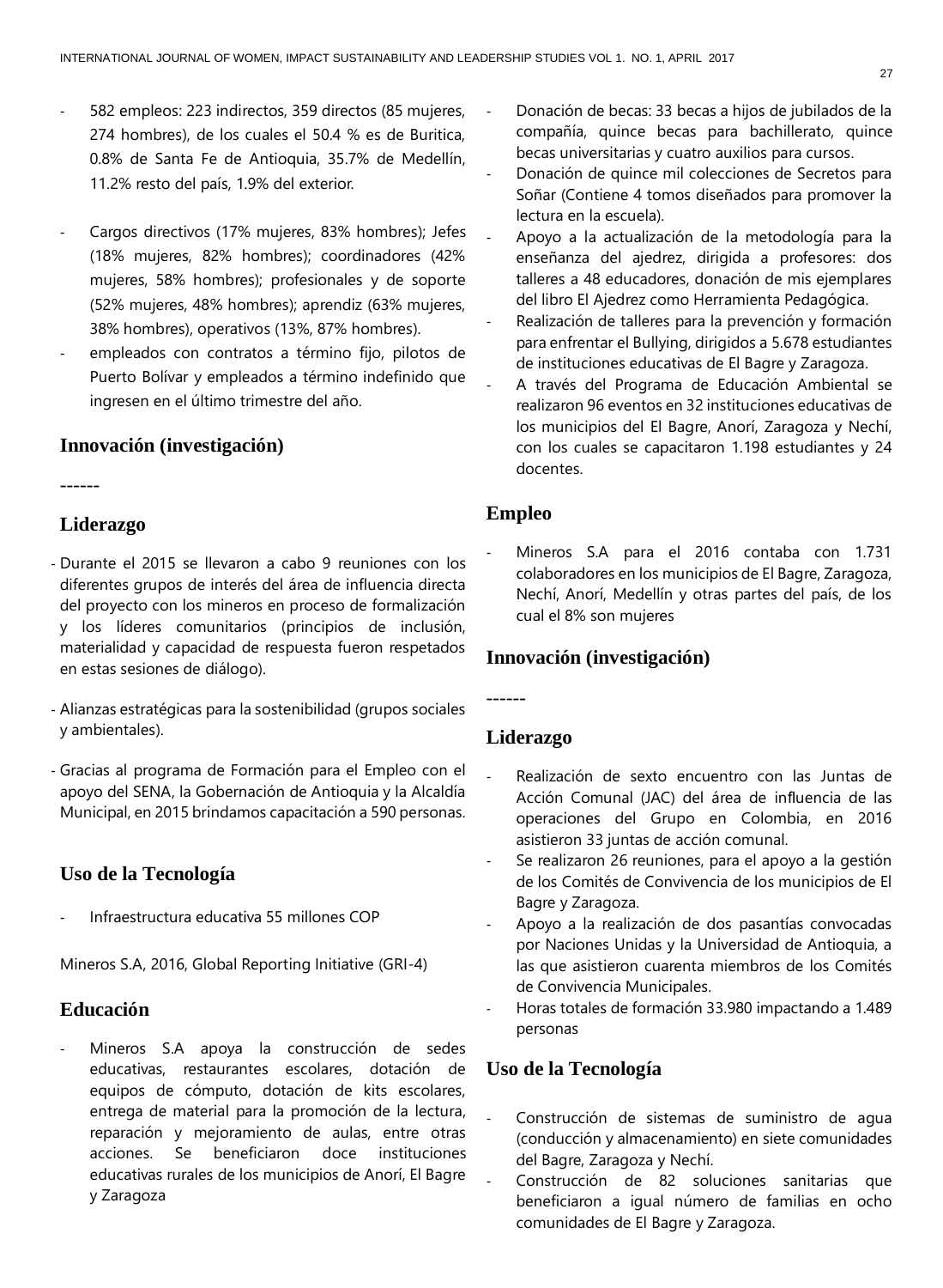- 582 empleos: 223 indirectos, 359 directos (85 mujeres, 274 hombres), de los cuales el 50.4 % es de Buritica, 0.8% de Santa Fe de Antioquia, 35.7% de Medellín, 11.2% resto del país, 1.9% del exterior.

- Cargos directivos (17% mujeres, 83% hombres); Jefes (18% mujeres, 82% hombres); coordinadores (42% mujeres, 58% hombres); profesionales y de soporte (52% mujeres, 48% hombres); aprendiz (63% mujeres, 38% hombres), operativos (13%, 87% hombres).
- empleados con contratos a término fijo, pilotos de Puerto Bolívar y empleados a término indefinido que ingresen en el último trimestre del año.

### Innovación (investigación)

------

### Liderazgo

- Durante el 2015 se llevaron a cabo 9 reuniones con los diferentes grupos de interés del área de influencia directa del proyecto con los mineros en proceso de formalización y los líderes comunitarios (principios de inclusión, materialidad y capacidad de respuesta fueron respetados en estas sesiones de diálogo).

- Alianzas estratégicas para la sostenibilidad (grupos sociales y ambientales).

- Gracias al programa de Formación para el Empleo con el apoyo del SENA, la Gobernación de Antioquia y la Alcaldía Municipal, en 2015 brindamos capacitación a 590 personas.

### Uso de la Tecnología

- Infraestructura educativa 55 millones COP

Mineros S.A, 2016, Global Reporting Initiative (GRI-4)

### Educación

- Mineros S.A apoya la construcción de sedes educativas, restaurantes escolares, dotación de equipos de cómputo, dotación de kits escolares, entrega de material para la promoción de la lectura, reparación y mejoramiento de aulas, entre otras acciones. Se beneficiaron doce instituciones educativas rurales de los municipios de Anorí, El Bagre y Zaragoza
- Donación de becas: 33 becas a hijos de jubilados de la compañía, quince becas para bachillerato, quince becas universitarias y cuatro auxilios para cursos.
- Donación de quince mil colecciones de Secretos para Soñar (Contiene 4 tomos diseñados para promover la lectura en la escuela).
- Apoyo a la actualización de la metodología para la enseñanza del ajedrez, dirigida a profesores: dos talleres a 48 educadores, donación de mis ejemplares del libro El Ajedrez como Herramienta Pedagógica.
- Realización de talleres para la prevención y formación para enfrentar el Bullying, dirigidos a 5.678 estudiantes de instituciones educativas de El Bagre y Zaragoza.
- A través del Programa de Educación Ambiental se realizaron 96 eventos en 32 instituciones educativas de los municipios del El Bagre, Anorí, Zaragoza y Nechí, con los cuales se capacitaron 1.198 estudiantes y 24 docentes.

### Empleo

- Mineros S.A para el 2016 contaba con 1.731 colaboradores en los municipios de El Bagre, Zaragoza, Nechí, Anorí, Medellín y otras partes del país, de los cual el 8% son mujeres

### Innovación (investigación)

------

### Liderazgo

- Realización de sexto encuentro con las Juntas de Acción Comunal (JAC) del área de influencia de las operaciones del Grupo en Colombia, en 2016 asistieron 33 juntas de acción comunal.
- Se realizaron 26 reuniones, para el apoyo a la gestión de los Comités de Convivencia de los municipios de El Bagre y Zaragoza.
- Apoyo a la realización de dos pasantías convocadas por Naciones Unidas y la Universidad de Antioquia, a las que asistieron cuarenta miembros de los Comités de Convivencia Municipales.
- Horas totales de formación 33.980 impactando a 1.489 personas

### Uso de la Tecnología

- Construcción de sistemas de suministro de agua (conducción y almacenamiento) en siete comunidades del Bagre, Zaragoza y Nechí.
- Construcción de 82 soluciones sanitarias que beneficiaron a igual número de familias en ocho comunidades de El Bagre y Zaragoza.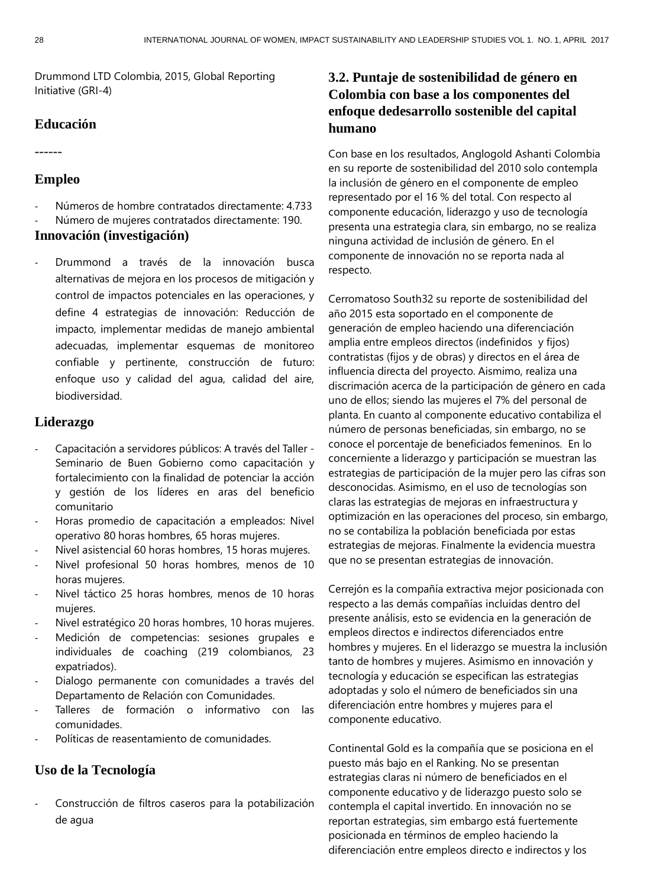Drummond LTD Colombia, 2015, Global Reporting Initiative (GRI-4)

### Educación

------

### Empleo

- Números de hombre contratados directamente: 4.733
- Número de mujeres contratados directamente: 190.

### Innovación (investigación)

- Drummond a través de la innovación busca alternativas de mejora en los procesos de mitigación y control de impactos potenciales en las operaciones, y define 4 estrategias de innovación: Reducción de impacto, implementar medidas de manejo ambiental adecuadas, implementar esquemas de monitoreo confiable y pertinente, construcción de futuro: enfoque uso y calidad del agua, calidad del aire, biodiversidad.

### Liderazgo

- Capacitación a servidores públicos: A través del Taller - Seminario de Buen Gobierno como capacitación y fortalecimiento con la finalidad de potenciar la acción y gestión de los líderes en aras del beneficio comunitario
- Horas promedio de capacitación a empleados: Nivel operativo 80 horas hombres, 65 horas mujeres.
- Nivel asistencial 60 horas hombres, 15 horas mujeres.
- Nivel profesional 50 horas hombres, menos de 10 horas mujeres.
- Nivel táctico 25 horas hombres, menos de 10 horas mujeres.
- Nivel estratégico 20 horas hombres, 10 horas mujeres.
- Medición de competencias: sesiones grupales e individuales de coaching (219 colombianos, 23 expatriados).
- Dialogo permanente con comunidades a través del Departamento de Relación con Comunidades.
- Talleres de formación o informativo con las comunidades.
- Políticas de reasentamiento de comunidades.

### Uso de la Tecnología

- Construcción de filtros caseros para la potabilización de agua

## 3.2. Puntaje de sostenibilidad de género en Colombia con base a los componentes del enfoque dedesarrollo sostenible del capital humano

Con base en los resultados, Anglogold Ashanti Colombia en su reporte de sostenibilidad del 2010 solo contempla la inclusión de género en el componente de empleo representado por el 16 % del total. Con respecto al componente educación, liderazgo y uso de tecnología presenta una estrategia clara, sin embargo, no se realiza ninguna actividad de inclusión de género. En el componente de innovación no se reporta nada al respecto.

Cerromatoso South32 su reporte de sostenibilidad del año 2015 esta soportado en el componente de generación de empleo haciendo una diferenciación amplia entre empleos directos (indefinidos y fijos) contratistas (fijos y de obras) y directos en el área de influencia directa del proyecto. Aismimo, realiza una discrimación acerca de la participación de género en cada uno de ellos; siendo las mujeres el 7% del personal de planta. En cuanto al componente educativo contabiliza el número de personas beneficiadas, sin embargo, no se conoce el porcentaje de beneficiados femeninos. En lo concerniente a liderazgo y participación se muestran las estrategias de participación de la mujer pero las cifras son desconocidas. Asimismo, en el uso de tecnologías son claras las estrategias de mejoras en infraestructura y optimización en las operaciones del proceso, sin embargo, no se contabiliza la población beneficiada por estas estrategias de mejoras. Finalmente la evidencia muestra que no se presentan estrategias de innovación.

Cerrejón es la compañía extractiva mejor posicionada con respecto a las demás compañías incluidas dentro del presente análisis, esto se evidencia en la generación de empleos directos e indirectos diferenciados entre hombres y mujeres. En el liderazgo se muestra la inclusión tanto de hombres y mujeres. Asimismo en innovación y tecnología y educación se especifican las estrategias adoptadas y solo el número de beneficiados sin una diferenciación entre hombres y mujeres para el componente educativo.

Continental Gold es la compañía que se posiciona en el puesto más bajo en el Ranking. No se presentan estrategias claras ni número de beneficiados en el componente educativo y de liderazgo puesto solo se contempla el capital invertido. En innovación no se reportan estrategias, sim embargo está fuertemente posicionada en términos de empleo haciendo la diferenciación entre empleos directo e indirectos y los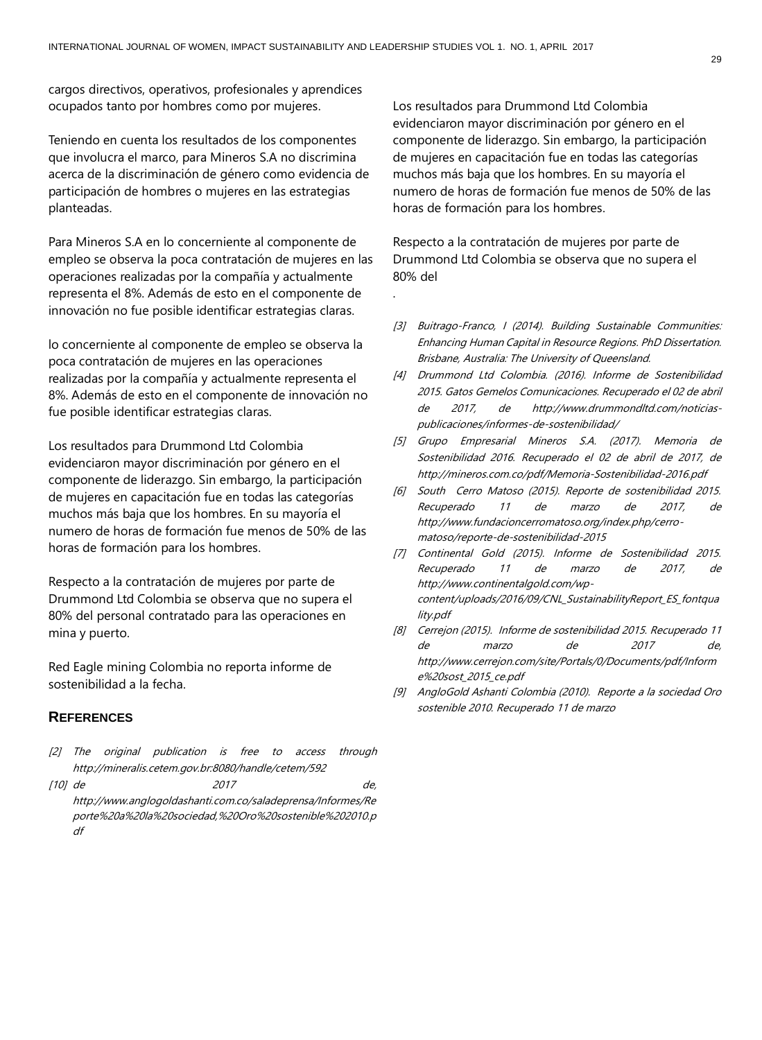cargos directivos, operativos, profesionales y aprendices ocupados tanto por hombres como por mujeres.

Teniendo en cuenta los resultados de los componentes que involucra el marco, para Mineros S.A no discrimina acerca de la discriminación de género como evidencia de participación de hombres o mujeres en las estrategias planteadas.

Para Mineros S.A en lo concerniente al componente de empleo se observa la poca contratación de mujeres en las operaciones realizadas por la compañía y actualmente representa el 8%. Además de esto en el componente de innovación no fue posible identificar estrategias claras.

lo concerniente al componente de empleo se observa la poca contratación de mujeres en las operaciones realizadas por la compañía y actualmente representa el 8%. Además de esto en el componente de innovación no fue posible identificar estrategias claras.

Los resultados para Drummond Ltd Colombia evidenciaron mayor discriminación por género en el componente de liderazgo. Sin embargo, la participación de mujeres en capacitación fue en todas las categorías muchos más baja que los hombres. En su mayoría el numero de horas de formación fue menos de 50% de las horas de formación para los hombres.

Respecto a la contratación de mujeres por parte de Drummond Ltd Colombia se observa que no supera el 80% del personal contratado para las operaciones en mina y puerto.

Red Eagle mining Colombia no reporta informe de sostenibilidad a la fecha.

## REFERENCES

[2] *The original publication is free to access through http://mineralis.cetem.gov.br:8080/handle/cetem/592*

[10] *de 2017 de, http://www.anglogoldashanti.com.co/saladeprensa/Informes/Reporte%20a%20la%20sociedad,%20Oro%20sostenible%202010.pdf*

Los resultados para Drummond Ltd Colombia evidenciaron mayor discriminación por género en el componente de liderazgo. Sin embargo, la participación de mujeres en capacitación fue en todas las categorías muchos más baja que los hombres. En su mayoría el numero de horas de formación fue menos de 50% de las horas de formación para los hombres.

Respecto a la contratación de mujeres por parte de Drummond Ltd Colombia se observa que no supera el 80% del

.

[3] *Buitrago-Franco, I (2014). Building Sustainable Communities: Enhancing Human Capital in Resource Regions. PhD Dissertation. Brisbane, Australia: The University of Queensland.*

[4] *Drummond Ltd Colombia. (2016). Informe de Sostenibilidad 2015. Gatos Gemelos Comunicaciones. Recuperado el 02 de abril de 2017, de http://www.drummondltd.com/noticias-publicaciones/informes-de-sostenibilidad/*

[5] *Grupo Empresarial Mineros S.A. (2017). Memoria de Sostenibilidad 2016. Recuperado el 02 de abril de 2017, de http://mineros.com.co/pdf/Memoria-Sostenibilidad-2016.pdf*

[6] *South Cerro Matoso (2015). Reporte de sostenibilidad 2015. Recuperado 11 de marzo de 2017, de http://www.fundacioncerromatoso.org/index.php/cerro-matoso/reporte-de-sostenibilidad-2015*

[7] *Continental Gold (2015). Informe de Sostenibilidad 2015. Recuperado 11 de marzo de 2017, de http://www.continentalgold.com/wp-content/uploads/2016/09/CNL_SustainabilityReport_ES_fontquality.pdf*

[8] *Cerrejon (2015). Informe de sostenibilidad 2015. Recuperado 11 de marzo de 2017 de, http://www.cerrejon.com/site/Portals/0/Documents/pdf/Informe%20sost_2015_ce.pdf*

[9] *AngloGold Ashanti Colombia (2010). Reporte a la sociedad Oro sostenible 2010. Recuperado 11 de marzo*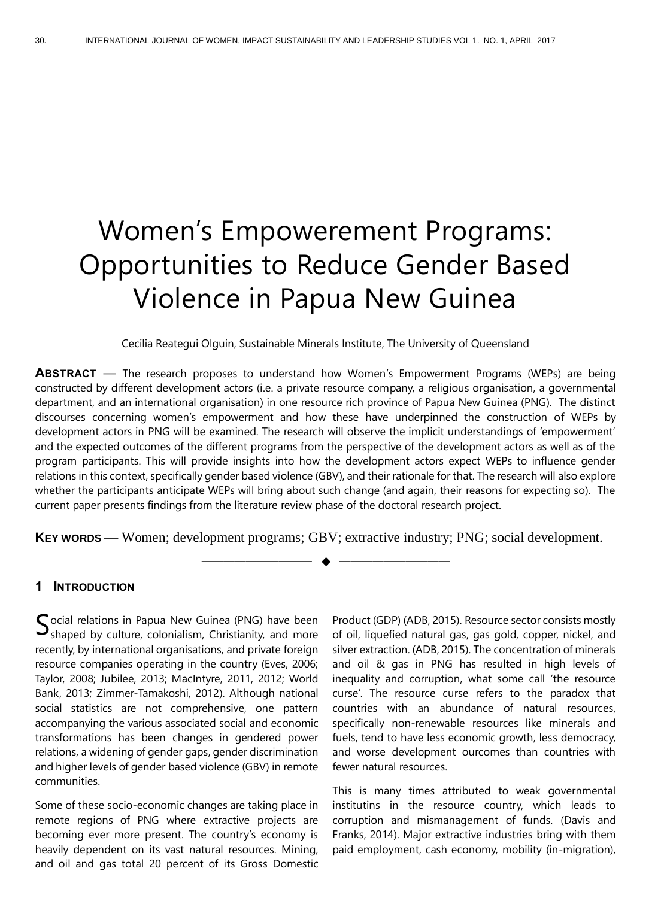# Women's Empowerement Programs: Opportunities to Reduce Gender Based Violence in Papua New Guinea

Cecilia Reategui Olguin, Sustainable Minerals Institute, The University of Queensland

**ABSTRACT** — The research proposes to understand how Women's Empowerment Programs (WEPs) are being constructed by different development actors (i.e. a private resource company, a religious organisation, a governmental department, and an international organisation) in one resource rich province of Papua New Guinea (PNG). The distinct discourses concerning women's empowerment and how these have underpinned the construction of WEPs by development actors in PNG will be examined. The research will observe the implicit understandings of 'empowerment' and the expected outcomes of the different programs from the perspective of the development actors as well as of the program participants. This will provide insights into how the development actors expect WEPs to influence gender relations in this context, specifically gender based violence (GBV), and their rationale for that. The research will also explore whether the participants anticipate WEPs will bring about such change (and again, their reasons for expecting so). The current paper presents findings from the literature review phase of the doctoral research project.

**KEY WORDS** — Women; development programs; GBV; extractive industry; PNG; social development.

## 1 INTRODUCTION

Social relations in Papua New Guinea (PNG) have been shaped by culture, colonialism, Christianity, and more recently, by international organisations, and private foreign resource companies operating in the country (Eves, 2006; Taylor, 2008; Jubilee, 2013; MacIntyre, 2011, 2012; World Bank, 2013; Zimmer-Tamakoshi, 2012). Although national social statistics are not comprehensive, one pattern accompanying the various associated social and economic transformations has been changes in gendered power relations, a widening of gender gaps, gender discrimination and higher levels of gender based violence (GBV) in remote communities.

Some of these socio-economic changes are taking place in remote regions of PNG where extractive projects are becoming ever more present. The country's economy is heavily dependent on its vast natural resources. Mining, and oil and gas total 20 percent of its Gross Domestic Product (GDP) (ADB, 2015). Resource sector consists mostly of oil, liquefied natural gas, gas gold, copper, nickel, and silver extraction. (ADB, 2015). The concentration of minerals and oil & gas in PNG has resulted in high levels of inequality and corruption, what some call 'the resource curse'. The resource curse refers to the paradox that countries with an abundance of natural resources, specifically non-renewable resources like minerals and fuels, tend to have less economic growth, less democracy, and worse development ourcomes than countries with fewer natural resources.

This is many times attributed to weak governmental institutins in the resource country, which leads to corruption and mismanagement of funds. (Davis and Franks, 2014). Major extractive industries bring with them paid employment, cash economy, mobility (in-migration),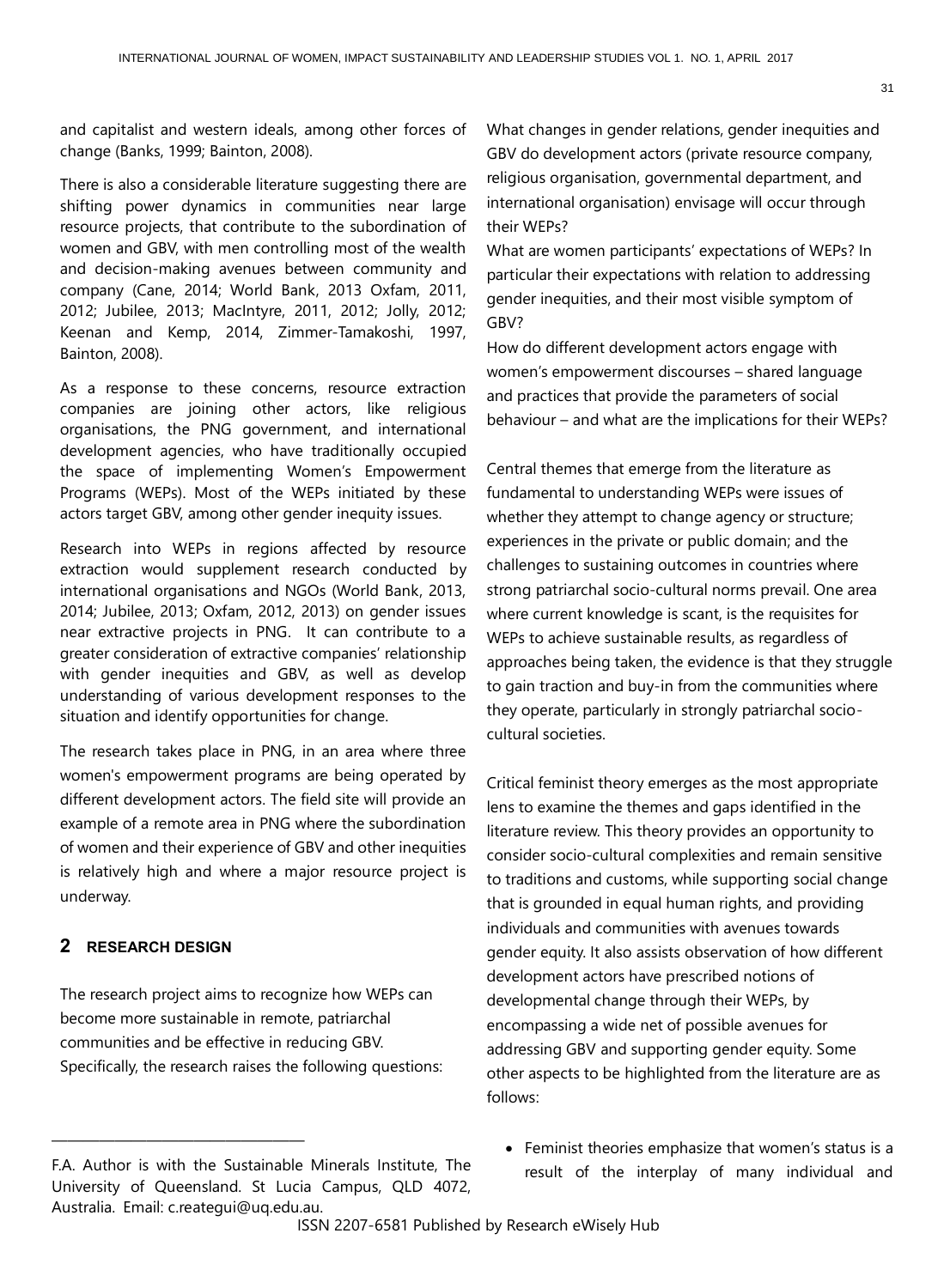and capitalist and western ideals, among other forces of change (Banks, 1999; Bainton, 2008).

There is also a considerable literature suggesting there are shifting power dynamics in communities near large resource projects, that contribute to the subordination of women and GBV, with men controlling most of the wealth and decision-making avenues between community and company (Cane, 2014; World Bank, 2013 Oxfam, 2011, 2012; Jubilee, 2013; MacIntyre, 2011, 2012; Jolly, 2012; Keenan and Kemp, 2014, Zimmer-Tamakoshi, 1997, Bainton, 2008).

As a response to these concerns, resource extraction companies are joining other actors, like religious organisations, the PNG government, and international development agencies, who have traditionally occupied the space of implementing Women's Empowerment Programs (WEPs). Most of the WEPs initiated by these actors target GBV, among other gender inequity issues.

Research into WEPs in regions affected by resource extraction would supplement research conducted by international organisations and NGOs (World Bank, 2013, 2014; Jubilee, 2013; Oxfam, 2012, 2013) on gender issues near extractive projects in PNG. It can contribute to a greater consideration of extractive companies' relationship with gender inequities and GBV, as well as develop understanding of various development responses to the situation and identify opportunities for change.

The research takes place in PNG, in an area where three women's empowerment programs are being operated by different development actors. The field site will provide an example of a remote area in PNG where the subordination of women and their experience of GBV and other inequities is relatively high and where a major resource project is underway.

## 2 RESEARCH DESIGN

The research project aims to recognize how WEPs can become more sustainable in remote, patriarchal communities and be effective in reducing GBV. Specifically, the research raises the following questions:

What changes in gender relations, gender inequities and GBV do development actors (private resource company, religious organisation, governmental department, and international organisation) envisage will occur through their WEPs?

What are women participants' expectations of WEPs? In particular their expectations with relation to addressing gender inequities, and their most visible symptom of GBV?

How do different development actors engage with women's empowerment discourses – shared language and practices that provide the parameters of social behaviour – and what are the implications for their WEPs?

Central themes that emerge from the literature as fundamental to understanding WEPs were issues of whether they attempt to change agency or structure; experiences in the private or public domain; and the challenges to sustaining outcomes in countries where strong patriarchal socio-cultural norms prevail. One area where current knowledge is scant, is the requisites for WEPs to achieve sustainable results, as regardless of approaches being taken, the evidence is that they struggle to gain traction and buy-in from the communities where they operate, particularly in strongly patriarchal socio-cultural societies.

Critical feminist theory emerges as the most appropriate lens to examine the themes and gaps identified in the literature review. This theory provides an opportunity to consider socio-cultural complexities and remain sensitive to traditions and customs, while supporting social change that is grounded in equal human rights, and providing individuals and communities with avenues towards gender equity. It also assists observation of how different development actors have prescribed notions of developmental change through their WEPs, by encompassing a wide net of possible avenues for addressing GBV and supporting gender equity. Some other aspects to be highlighted from the literature are as follows:

- Feminist theories emphasize that women's status is a result of the interplay of many individual and

F.A. Author is with the Sustainable Minerals Institute, The University of Queensland. St Lucia Campus, QLD 4072, Australia. Email: c.reategui@uq.edu.au.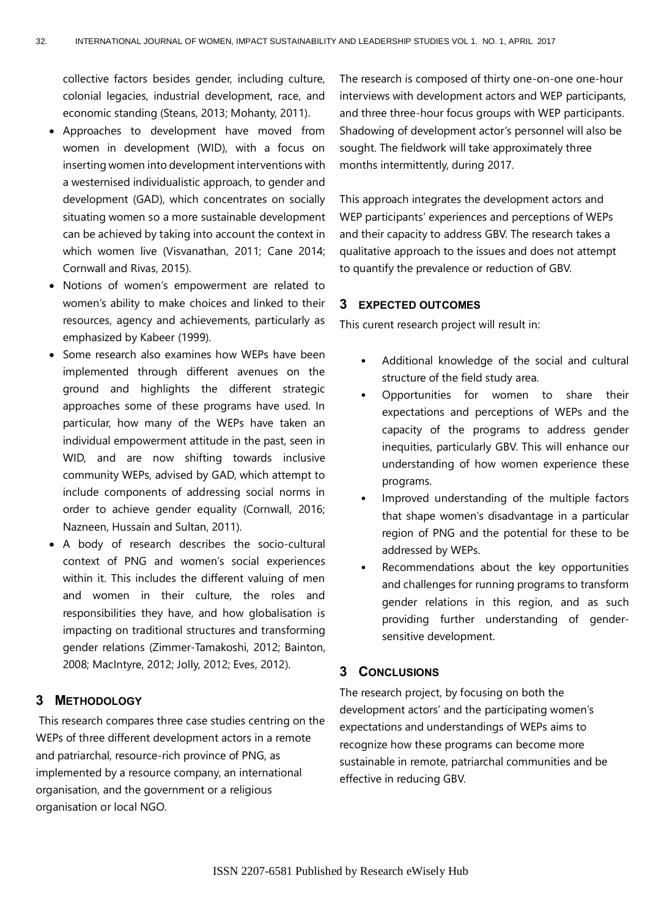collective factors besides gender, including culture, colonial legacies, industrial development, race, and economic standing (Steans, 2013; Mohanty, 2011).

- Approaches to development have moved from women in development (WID), with a focus on inserting women into development interventions with a westernised individualistic approach, to gender and development (GAD), which concentrates on socially situating women so a more sustainable development can be achieved by taking into account the context in which women live (Visvanathan, 2011; Cane 2014; Cornwall and Rivas, 2015).
- Notions of women's empowerment are related to women's ability to make choices and linked to their resources, agency and achievements, particularly as emphasized by Kabeer (1999).
- Some research also examines how WEPs have been implemented through different avenues on the ground and highlights the different strategic approaches some of these programs have used. In particular, how many of the WEPs have taken an individual empowerment attitude in the past, seen in WID, and are now shifting towards inclusive community WEPs, advised by GAD, which attempt to include components of addressing social norms in order to achieve gender equality (Cornwall, 2016; Nazneen, Hussain and Sultan, 2011).
- A body of research describes the socio-cultural context of PNG and women's social experiences within it. This includes the different valuing of men and women in their culture, the roles and responsibilities they have, and how globalisation is impacting on traditional structures and transforming gender relations (Zimmer-Tamakoshi, 2012; Bainton, 2008; MacIntyre, 2012; Jolly, 2012; Eves, 2012).

## 3 METHODOLOGY

This research compares three case studies centring on the WEPs of three different development actors in a remote and patriarchal, resource-rich province of PNG, as implemented by a resource company, an international organisation, and the government or a religious organisation or local NGO.

The research is composed of thirty one-on-one one-hour interviews with development actors and WEP participants, and three three-hour focus groups with WEP participants. Shadowing of development actor's personnel will also be sought. The fieldwork will take approximately three months intermittently, during 2017.

This approach integrates the development actors and WEP participants' experiences and perceptions of WEPs and their capacity to address GBV. The research takes a qualitative approach to the issues and does not attempt to quantify the prevalence or reduction of GBV.

## 3 EXPECTED OUTCOMES

This curent research project will result in:

- Additional knowledge of the social and cultural structure of the field study area.
- Opportunities for women to share their expectations and perceptions of WEPs and the capacity of the programs to address gender inequities, particularly GBV. This will enhance our understanding of how women experience these programs.
- Improved understanding of the multiple factors that shape women's disadvantage in a particular region of PNG and the potential for these to be addressed by WEPs.
- Recommendations about the key opportunities and challenges for running programs to transform gender relations in this region, and as such providing further understanding of gender-sensitive development.

## 3 CONCLUSIONS

The research project, by focusing on both the development actors' and the participating women's expectations and understandings of WEPs aims to recognize how these programs can become more sustainable in remote, patriarchal communities and be effective in reducing GBV.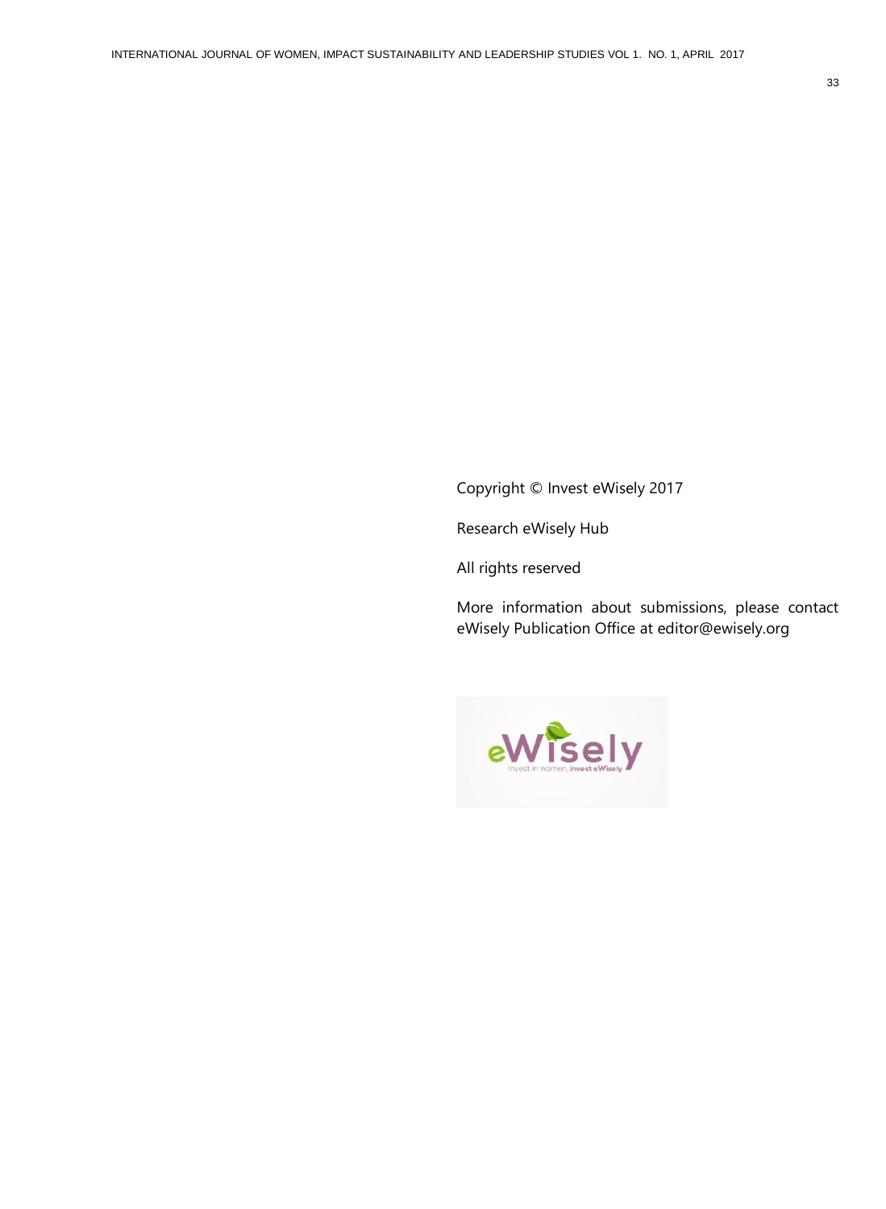Copyright © Invest eWisely 2017

Research eWisely Hub

All rights reserved

More information about submissions, please contact eWisely Publication Office at editor@ewisely.org